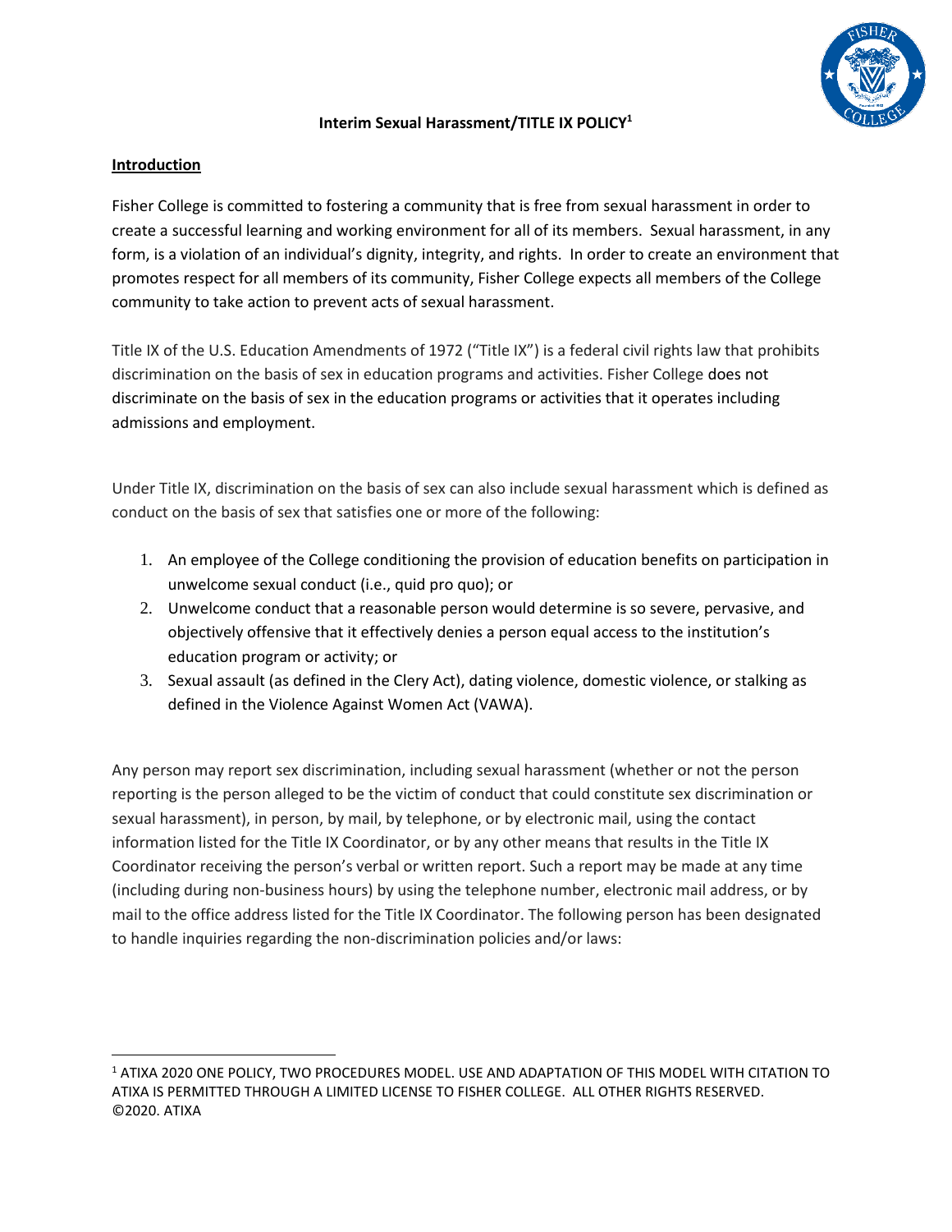# Interim Sexual Harassment/TITLE IX POLICY[1]

## Introduction

Fisher College is committed to fostering a community that is free from sexual harassment in order to create a successful learning and working environment for all of its members. Sexual harassment, in any form, is a violation of an individual's dignity, integrity, and rights. In order to create an environment that promotes respect for all members of its community, Fisher College expects all members of the College community to take action to prevent acts of sexual harassment.

Title IX of the U.S. Education Amendments of 1972 ("Title IX") is a federal civil rights law that prohibits discrimination on the basis of sex in education programs and activities. Fisher College does not discriminate on the basis of sex in the education programs or activities that it operates including admissions and employment.

Under Title IX, discrimination on the basis of sex can also include sexual harassment which is defined as conduct on the basis of sex that satisfies one or more of the following:

1. An employee of the College conditioning the provision of education benefits on participation in unwelcome sexual conduct (i.e., quid pro quo); or
2. Unwelcome conduct that a reasonable person would determine is so severe, pervasive, and objectively offensive that it effectively denies a person equal access to the institution's education program or activity; or
3. Sexual assault (as defined in the Clery Act), dating violence, domestic violence, or stalking as defined in the Violence Against Women Act (VAWA).

Any person may report sex discrimination, including sexual harassment (whether or not the person reporting is the person alleged to be the victim of conduct that could constitute sex discrimination or sexual harassment), in person, by mail, by telephone, or by electronic mail, using the contact information listed for the Title IX Coordinator, or by any other means that results in the Title IX Coordinator receiving the person's verbal or written report. Such a report may be made at any time (including during non-business hours) by using the telephone number, electronic mail address, or by mail to the office address listed for the Title IX Coordinator. The following person has been designated to handle inquiries regarding the non-discrimination policies and/or laws:

---

[1] ATIXA 2020 ONE POLICY, TWO PROCEDURES MODEL. USE AND ADAPTATION OF THIS MODEL WITH CITATION TO ATIXA IS PERMITTED THROUGH A LIMITED LICENSE TO FISHER COLLEGE. ALL OTHER RIGHTS RESERVED. ©2020. ATIXA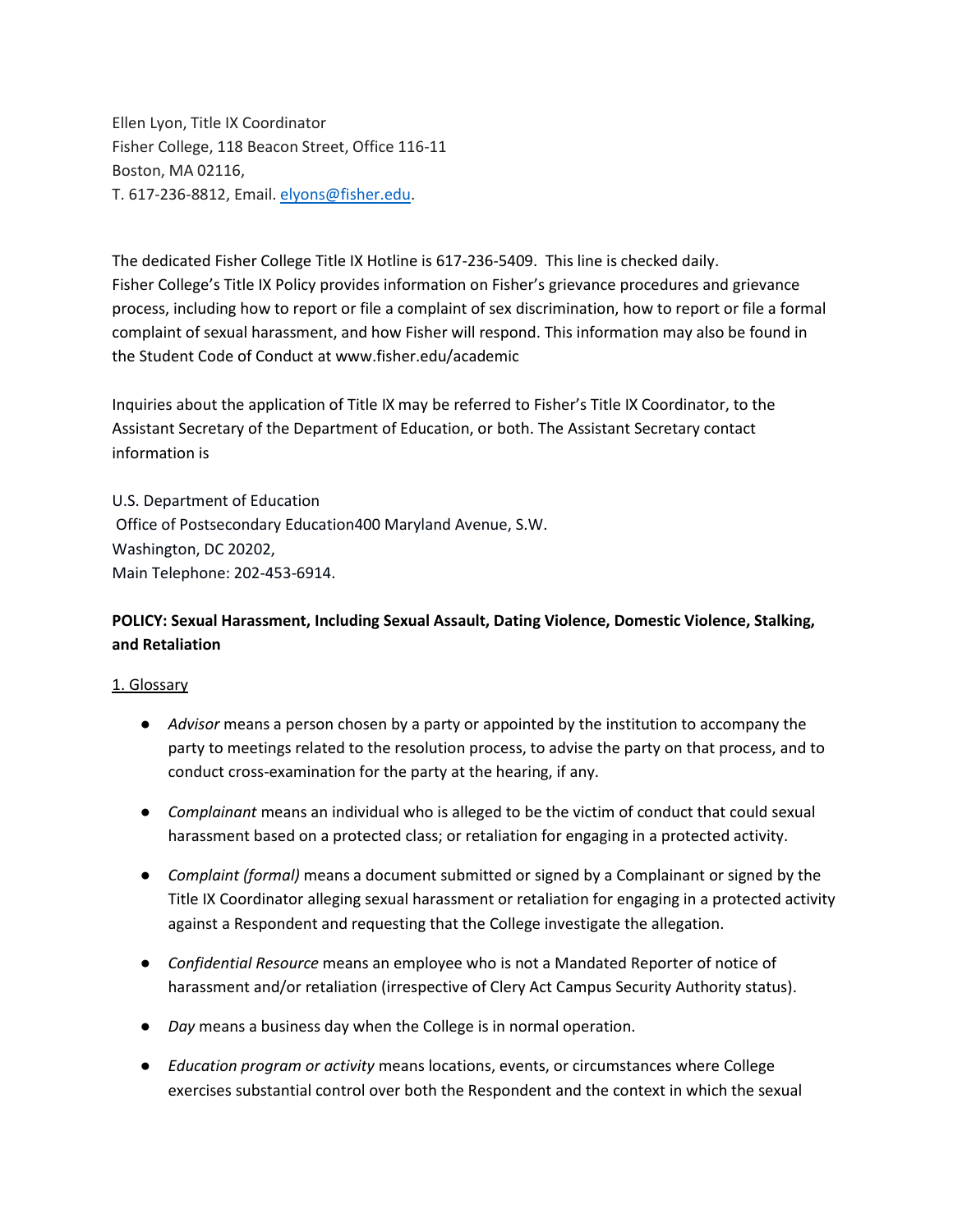Ellen Lyon, Title IX Coordinator
Fisher College, 118 Beacon Street, Office 116-11
Boston, MA 02116,
T. 617-236-8812, Email. [elyons@fisher.edu](mailto:elyons@fisher.edu).

The dedicated Fisher College Title IX Hotline is 617-236-5409. This line is checked daily. Fisher College's Title IX Policy provides information on Fisher's grievance procedures and grievance process, including how to report or file a complaint of sex discrimination, how to report or file a formal complaint of sexual harassment, and how Fisher will respond. This information may also be found in the Student Code of Conduct at www.fisher.edu/academic

Inquiries about the application of Title IX may be referred to Fisher's Title IX Coordinator, to the Assistant Secretary of the Department of Education, or both. The Assistant Secretary contact information is

U.S. Department of Education
Office of Postsecondary Education400 Maryland Avenue, S.W.
Washington, DC 20202,
Main Telephone: 202-453-6914.

**POLICY: Sexual Harassment, Including Sexual Assault, Dating Violence, Domestic Violence, Stalking, and Retaliation**

<u>1. Glossary</u>

- *Advisor* means a person chosen by a party or appointed by the institution to accompany the party to meetings related to the resolution process, to advise the party on that process, and to conduct cross-examination for the party at the hearing, if any.
- *Complainant* means an individual who is alleged to be the victim of conduct that could sexual harassment based on a protected class; or retaliation for engaging in a protected activity.
- *Complaint (formal)* means a document submitted or signed by a Complainant or signed by the Title IX Coordinator alleging sexual harassment or retaliation for engaging in a protected activity against a Respondent and requesting that the College investigate the allegation.
- *Confidential Resource* means an employee who is not a Mandated Reporter of notice of harassment and/or retaliation (irrespective of Clery Act Campus Security Authority status).
- *Day* means a business day when the College is in normal operation.
- *Education program or activity* means locations, events, or circumstances where College exercises substantial control over both the Respondent and the context in which the sexual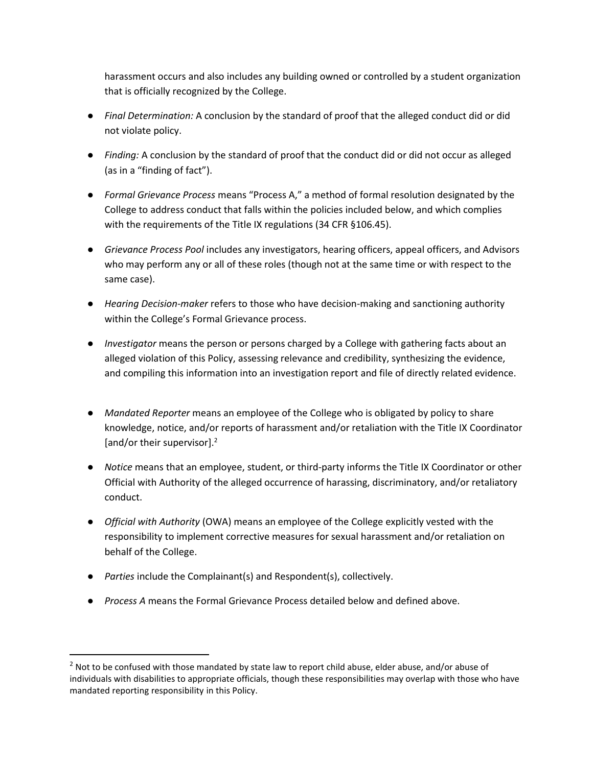harassment occurs and also includes any building owned or controlled by a student organization that is officially recognized by the College.

- *Final Determination:* A conclusion by the standard of proof that the alleged conduct did or did not violate policy.
- *Finding:* A conclusion by the standard of proof that the conduct did or did not occur as alleged (as in a "finding of fact").
- *Formal Grievance Process* means "Process A," a method of formal resolution designated by the College to address conduct that falls within the policies included below, and which complies with the requirements of the Title IX regulations (34 CFR §106.45).
- *Grievance Process Pool* includes any investigators, hearing officers, appeal officers, and Advisors who may perform any or all of these roles (though not at the same time or with respect to the same case).
- *Hearing Decision-maker* refers to those who have decision-making and sanctioning authority within the College's Formal Grievance process.
- *Investigator* means the person or persons charged by a College with gathering facts about an alleged violation of this Policy, assessing relevance and credibility, synthesizing the evidence, and compiling this information into an investigation report and file of directly related evidence.
- *Mandated Reporter* means an employee of the College who is obligated by policy to share knowledge, notice, and/or reports of harassment and/or retaliation with the Title IX Coordinator [and/or their supervisor].[2]
- *Notice* means that an employee, student, or third-party informs the Title IX Coordinator or other Official with Authority of the alleged occurrence of harassing, discriminatory, and/or retaliatory conduct.
- *Official with Authority* (OWA) means an employee of the College explicitly vested with the responsibility to implement corrective measures for sexual harassment and/or retaliation on behalf of the College.
- *Parties* include the Complainant(s) and Respondent(s), collectively.
- *Process A* means the Formal Grievance Process detailed below and defined above.

---

[2] Not to be confused with those mandated by state law to report child abuse, elder abuse, and/or abuse of individuals with disabilities to appropriate officials, though these responsibilities may overlap with those who have mandated reporting responsibility in this Policy.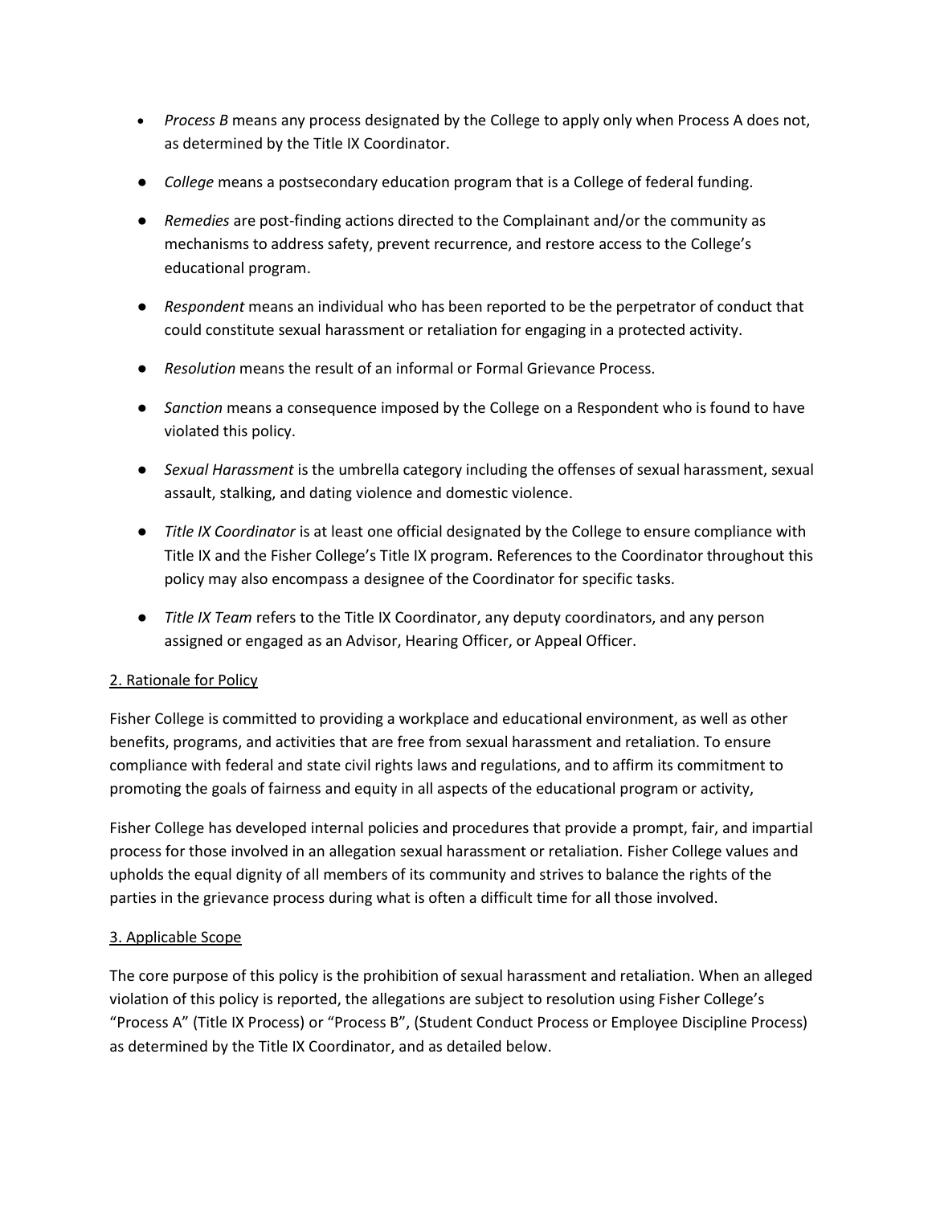- *Process B* means any process designated by the College to apply only when Process A does not, as determined by the Title IX Coordinator.
- *College* means a postsecondary education program that is a College of federal funding.
- *Remedies* are post-finding actions directed to the Complainant and/or the community as mechanisms to address safety, prevent recurrence, and restore access to the College's educational program.
- *Respondent* means an individual who has been reported to be the perpetrator of conduct that could constitute sexual harassment or retaliation for engaging in a protected activity.
- *Resolution* means the result of an informal or Formal Grievance Process.
- *Sanction* means a consequence imposed by the College on a Respondent who is found to have violated this policy.
- *Sexual Harassment* is the umbrella category including the offenses of sexual harassment, sexual assault, stalking, and dating violence and domestic violence.
- *Title IX Coordinator* is at least one official designated by the College to ensure compliance with Title IX and the Fisher College's Title IX program. References to the Coordinator throughout this policy may also encompass a designee of the Coordinator for specific tasks.
- *Title IX Team* refers to the Title IX Coordinator, any deputy coordinators, and any person assigned or engaged as an Advisor, Hearing Officer, or Appeal Officer.

## 2. Rationale for Policy

Fisher College is committed to providing a workplace and educational environment, as well as other benefits, programs, and activities that are free from sexual harassment and retaliation. To ensure compliance with federal and state civil rights laws and regulations, and to affirm its commitment to promoting the goals of fairness and equity in all aspects of the educational program or activity,

Fisher College has developed internal policies and procedures that provide a prompt, fair, and impartial process for those involved in an allegation sexual harassment or retaliation. Fisher College values and upholds the equal dignity of all members of its community and strives to balance the rights of the parties in the grievance process during what is often a difficult time for all those involved.

## 3. Applicable Scope

The core purpose of this policy is the prohibition of sexual harassment and retaliation. When an alleged violation of this policy is reported, the allegations are subject to resolution using Fisher College's "Process A" (Title IX Process) or "Process B", (Student Conduct Process or Employee Discipline Process) as determined by the Title IX Coordinator, and as detailed below.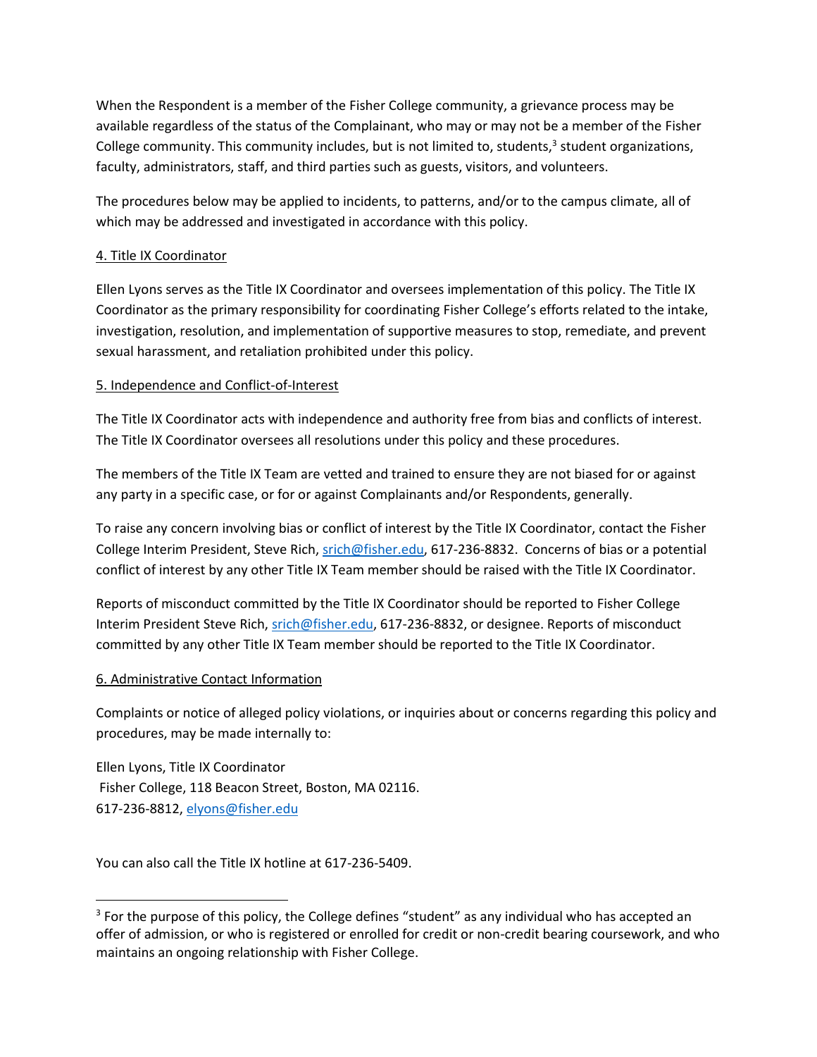When the Respondent is a member of the Fisher College community, a grievance process may be available regardless of the status of the Complainant, who may or may not be a member of the Fisher College community. This community includes, but is not limited to, students,[3] student organizations, faculty, administrators, staff, and third parties such as guests, visitors, and volunteers.

The procedures below may be applied to incidents, to patterns, and/or to the campus climate, all of which may be addressed and investigated in accordance with this policy.

## 4. Title IX Coordinator

Ellen Lyons serves as the Title IX Coordinator and oversees implementation of this policy. The Title IX Coordinator as the primary responsibility for coordinating Fisher College's efforts related to the intake, investigation, resolution, and implementation of supportive measures to stop, remediate, and prevent sexual harassment, and retaliation prohibited under this policy.

## 5. Independence and Conflict-of-Interest

The Title IX Coordinator acts with independence and authority free from bias and conflicts of interest. The Title IX Coordinator oversees all resolutions under this policy and these procedures.

The members of the Title IX Team are vetted and trained to ensure they are not biased for or against any party in a specific case, or for or against Complainants and/or Respondents, generally.

To raise any concern involving bias or conflict of interest by the Title IX Coordinator, contact the Fisher College Interim President, Steve Rich, srich@fisher.edu, 617-236-8832. Concerns of bias or a potential conflict of interest by any other Title IX Team member should be raised with the Title IX Coordinator.

Reports of misconduct committed by the Title IX Coordinator should be reported to Fisher College Interim President Steve Rich, srich@fisher.edu, 617-236-8832, or designee. Reports of misconduct committed by any other Title IX Team member should be reported to the Title IX Coordinator.

## 6. Administrative Contact Information

Complaints or notice of alleged policy violations, or inquiries about or concerns regarding this policy and procedures, may be made internally to:

Ellen Lyons, Title IX Coordinator
Fisher College, 118 Beacon Street, Boston, MA 02116.
617-236-8812, elyons@fisher.edu

You can also call the Title IX hotline at 617-236-5409.

[3] For the purpose of this policy, the College defines "student" as any individual who has accepted an offer of admission, or who is registered or enrolled for credit or non-credit bearing coursework, and who maintains an ongoing relationship with Fisher College.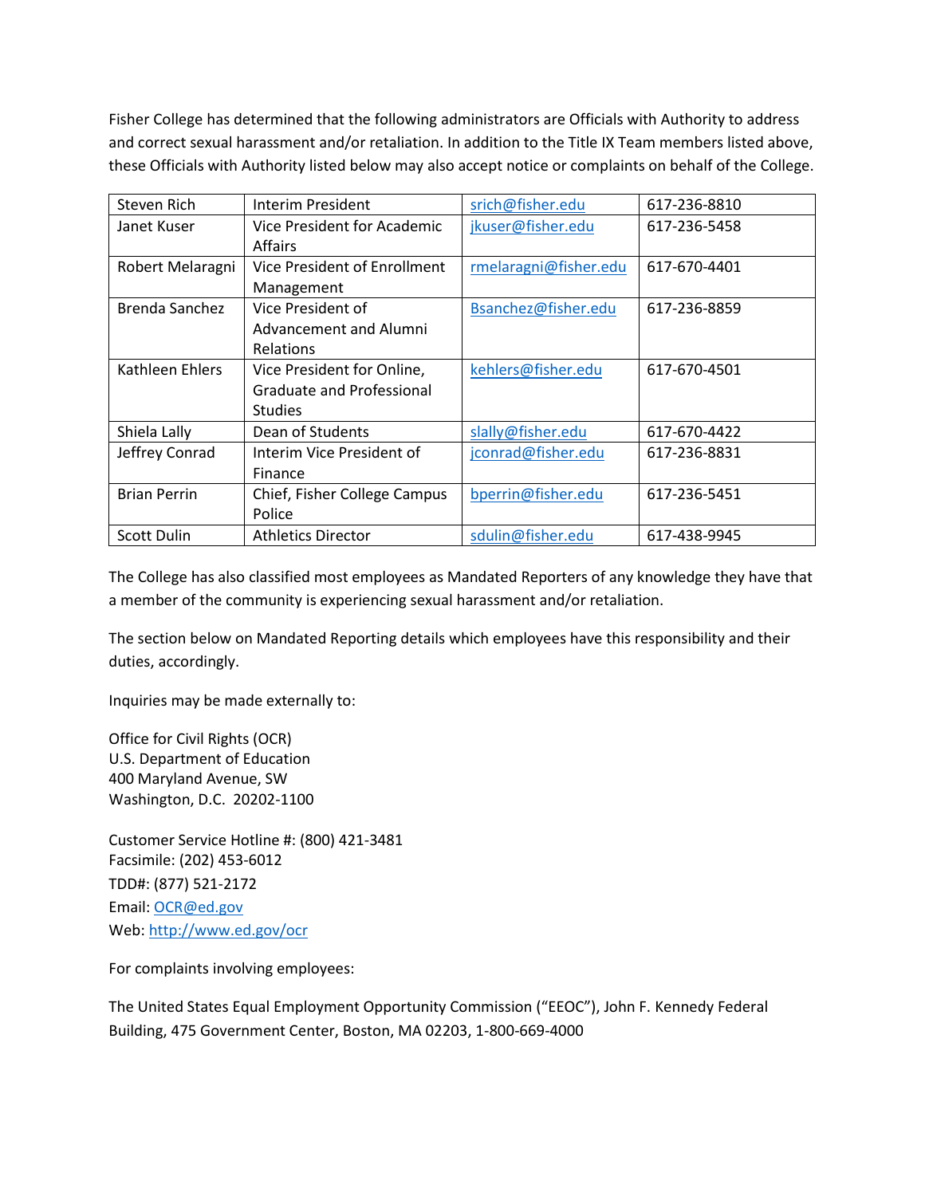Fisher College has determined that the following administrators are Officials with Authority to address and correct sexual harassment and/or retaliation. In addition to the Title IX Team members listed above, these Officials with Authority listed below may also accept notice or complaints on behalf of the College.

| | | | |
|---|---|---|---|
| Steven Rich | Interim President | srich@fisher.edu | 617-236-8810 |
| Janet Kuser | Vice President for Academic Affairs | jkuser@fisher.edu | 617-236-5458 |
| Robert Melaragni | Vice President of Enrollment Management | rmelaragni@fisher.edu | 617-670-4401 |
| Brenda Sanchez | Vice President of Advancement and Alumni Relations | Bsanchez@fisher.edu | 617-236-8859 |
| Kathleen Ehlers | Vice President for Online, Graduate and Professional Studies | kehlers@fisher.edu | 617-670-4501 |
| Shiela Lally | Dean of Students | slally@fisher.edu | 617-670-4422 |
| Jeffrey Conrad | Interim Vice President of Finance | jconrad@fisher.edu | 617-236-8831 |
| Brian Perrin | Chief, Fisher College Campus Police | bperrin@fisher.edu | 617-236-5451 |
| Scott Dulin | Athletics Director | sdulin@fisher.edu | 617-438-9945 |

The College has also classified most employees as Mandated Reporters of any knowledge they have that a member of the community is experiencing sexual harassment and/or retaliation.

The section below on Mandated Reporting details which employees have this responsibility and their duties, accordingly.

Inquiries may be made externally to:

Office for Civil Rights (OCR)
U.S. Department of Education
400 Maryland Avenue, SW
Washington, D.C. 20202-1100

Customer Service Hotline #: (800) 421-3481
Facsimile: (202) 453-6012
TDD#: (877) 521-2172
Email: OCR@ed.gov
Web: http://www.ed.gov/ocr

For complaints involving employees:

The United States Equal Employment Opportunity Commission ("EEOC"), John F. Kennedy Federal Building, 475 Government Center, Boston, MA 02203, 1-800-669-4000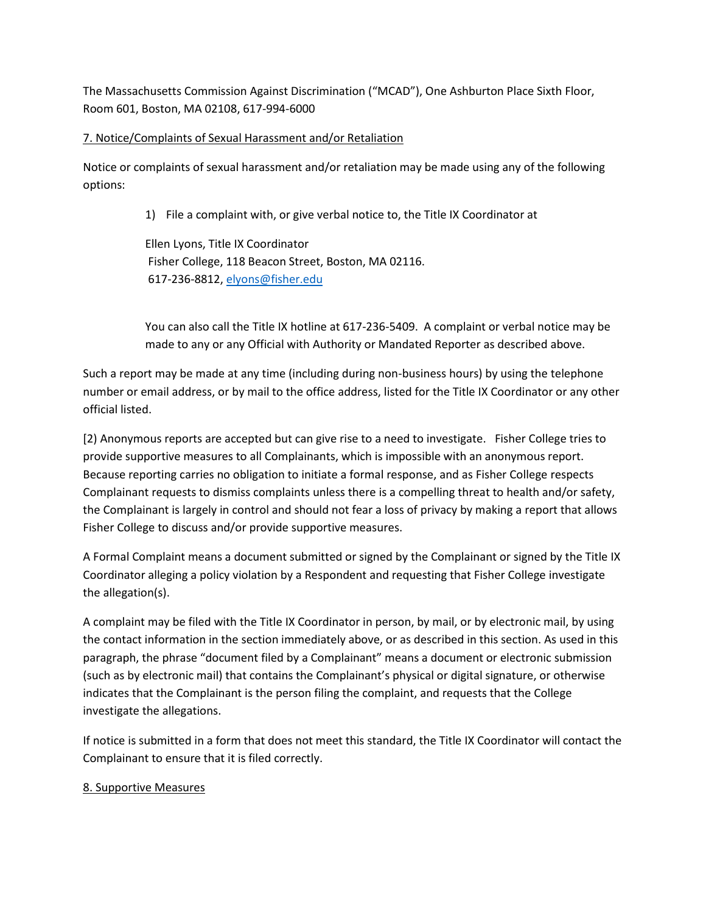The Massachusetts Commission Against Discrimination ("MCAD"), One Ashburton Place Sixth Floor, Room 601, Boston, MA 02108, 617-994-6000

<u>7. Notice/Complaints of Sexual Harassment and/or Retaliation</u>

Notice or complaints of sexual harassment and/or retaliation may be made using any of the following options:

1) File a complaint with, or give verbal notice to, the Title IX Coordinator at

   Ellen Lyons, Title IX Coordinator
   Fisher College, 118 Beacon Street, Boston, MA 02116.
   617-236-8812, elyons@fisher.edu

   You can also call the Title IX hotline at 617-236-5409. A complaint or verbal notice may be made to any or any Official with Authority or Mandated Reporter as described above.

Such a report may be made at any time (including during non-business hours) by using the telephone number or email address, or by mail to the office address, listed for the Title IX Coordinator or any other official listed.

[2] Anonymous reports are accepted but can give rise to a need to investigate. Fisher College tries to provide supportive measures to all Complainants, which is impossible with an anonymous report. Because reporting carries no obligation to initiate a formal response, and as Fisher College respects Complainant requests to dismiss complaints unless there is a compelling threat to health and/or safety, the Complainant is largely in control and should not fear a loss of privacy by making a report that allows Fisher College to discuss and/or provide supportive measures.

A Formal Complaint means a document submitted or signed by the Complainant or signed by the Title IX Coordinator alleging a policy violation by a Respondent and requesting that Fisher College investigate the allegation(s).

A complaint may be filed with the Title IX Coordinator in person, by mail, or by electronic mail, by using the contact information in the section immediately above, or as described in this section. As used in this paragraph, the phrase "document filed by a Complainant" means a document or electronic submission (such as by electronic mail) that contains the Complainant's physical or digital signature, or otherwise indicates that the Complainant is the person filing the complaint, and requests that the College investigate the allegations.

If notice is submitted in a form that does not meet this standard, the Title IX Coordinator will contact the Complainant to ensure that it is filed correctly.

<u>8. Supportive Measures</u>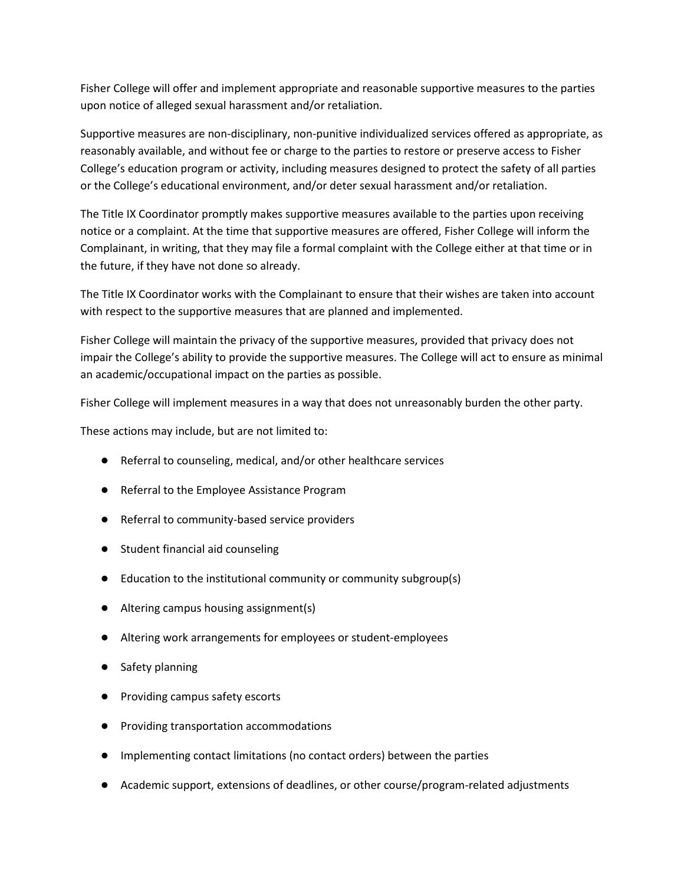Fisher College will offer and implement appropriate and reasonable supportive measures to the parties upon notice of alleged sexual harassment and/or retaliation.

Supportive measures are non-disciplinary, non-punitive individualized services offered as appropriate, as reasonably available, and without fee or charge to the parties to restore or preserve access to Fisher College's education program or activity, including measures designed to protect the safety of all parties or the College's educational environment, and/or deter sexual harassment and/or retaliation.

The Title IX Coordinator promptly makes supportive measures available to the parties upon receiving notice or a complaint. At the time that supportive measures are offered, Fisher College will inform the Complainant, in writing, that they may file a formal complaint with the College either at that time or in the future, if they have not done so already.

The Title IX Coordinator works with the Complainant to ensure that their wishes are taken into account with respect to the supportive measures that are planned and implemented.

Fisher College will maintain the privacy of the supportive measures, provided that privacy does not impair the College's ability to provide the supportive measures. The College will act to ensure as minimal an academic/occupational impact on the parties as possible.

Fisher College will implement measures in a way that does not unreasonably burden the other party.

These actions may include, but are not limited to:

- Referral to counseling, medical, and/or other healthcare services
- Referral to the Employee Assistance Program
- Referral to community-based service providers
- Student financial aid counseling
- Education to the institutional community or community subgroup(s)
- Altering campus housing assignment(s)
- Altering work arrangements for employees or student-employees
- Safety planning
- Providing campus safety escorts
- Providing transportation accommodations
- Implementing contact limitations (no contact orders) between the parties
- Academic support, extensions of deadlines, or other course/program-related adjustments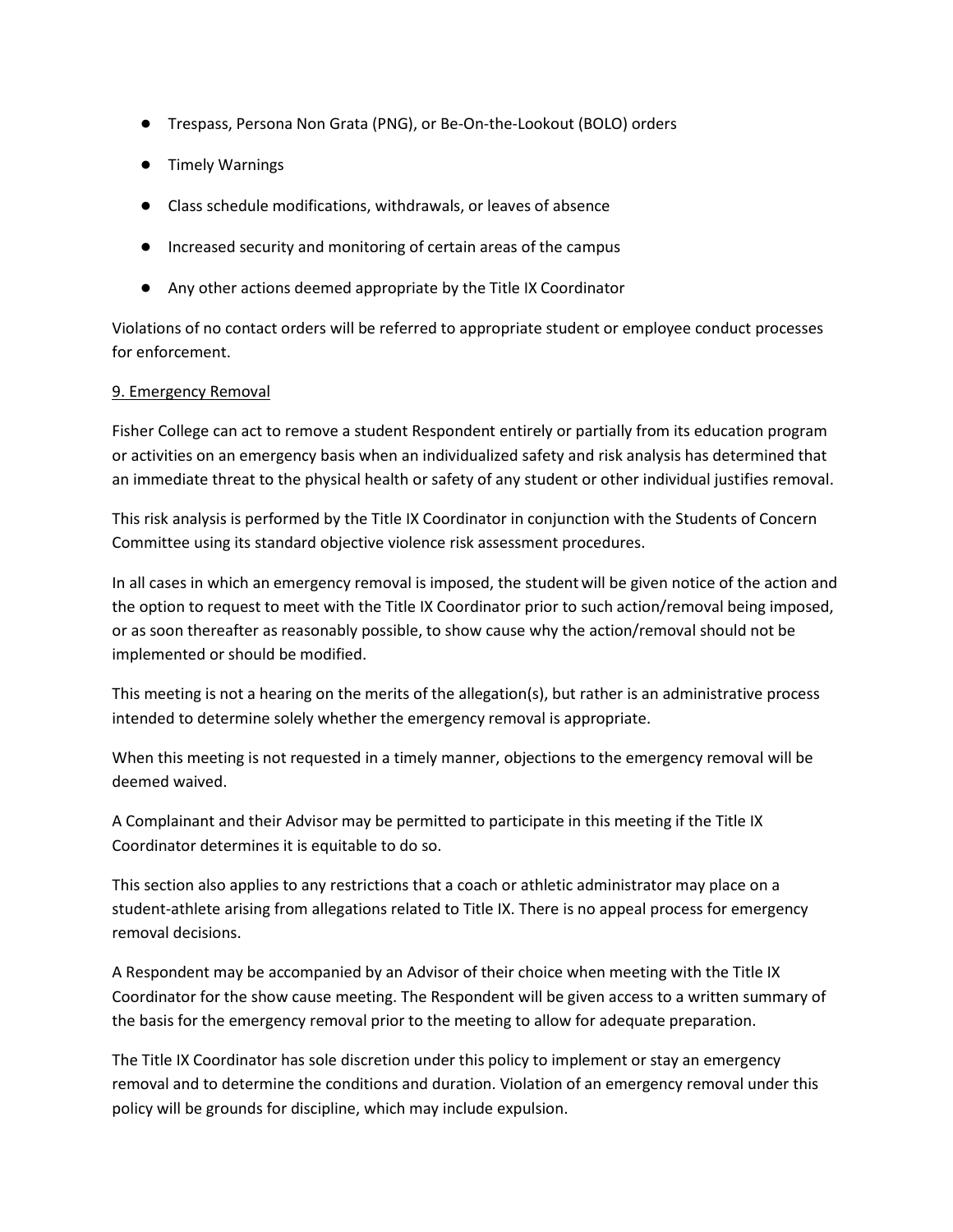- Trespass, Persona Non Grata (PNG), or Be-On-the-Lookout (BOLO) orders
- Timely Warnings
- Class schedule modifications, withdrawals, or leaves of absence
- Increased security and monitoring of certain areas of the campus
- Any other actions deemed appropriate by the Title IX Coordinator

Violations of no contact orders will be referred to appropriate student or employee conduct processes for enforcement.

9. Emergency Removal

Fisher College can act to remove a student Respondent entirely or partially from its education program or activities on an emergency basis when an individualized safety and risk analysis has determined that an immediate threat to the physical health or safety of any student or other individual justifies removal.

This risk analysis is performed by the Title IX Coordinator in conjunction with the Students of Concern Committee using its standard objective violence risk assessment procedures.

In all cases in which an emergency removal is imposed, the student will be given notice of the action and the option to request to meet with the Title IX Coordinator prior to such action/removal being imposed, or as soon thereafter as reasonably possible, to show cause why the action/removal should not be implemented or should be modified.

This meeting is not a hearing on the merits of the allegation(s), but rather is an administrative process intended to determine solely whether the emergency removal is appropriate.

When this meeting is not requested in a timely manner, objections to the emergency removal will be deemed waived.

A Complainant and their Advisor may be permitted to participate in this meeting if the Title IX Coordinator determines it is equitable to do so.

This section also applies to any restrictions that a coach or athletic administrator may place on a student-athlete arising from allegations related to Title IX. There is no appeal process for emergency removal decisions.

A Respondent may be accompanied by an Advisor of their choice when meeting with the Title IX Coordinator for the show cause meeting. The Respondent will be given access to a written summary of the basis for the emergency removal prior to the meeting to allow for adequate preparation.

The Title IX Coordinator has sole discretion under this policy to implement or stay an emergency removal and to determine the conditions and duration. Violation of an emergency removal under this policy will be grounds for discipline, which may include expulsion.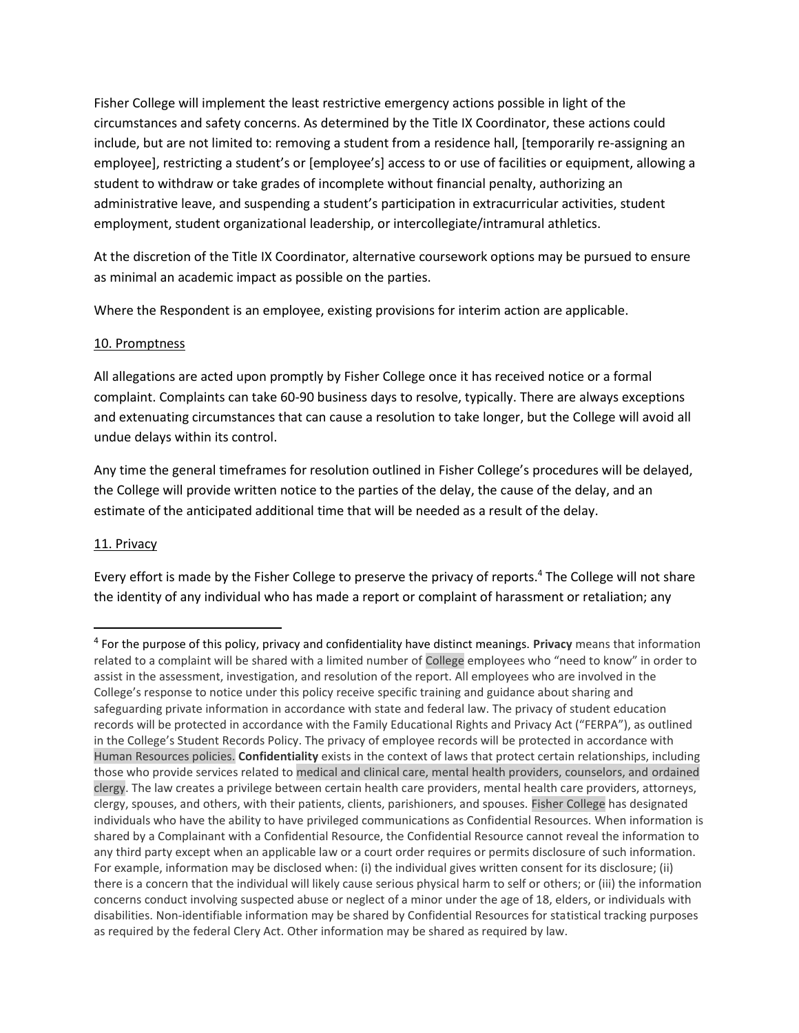Fisher College will implement the least restrictive emergency actions possible in light of the circumstances and safety concerns. As determined by the Title IX Coordinator, these actions could include, but are not limited to: removing a student from a residence hall, [temporarily re-assigning an employee], restricting a student's or [employee's] access to or use of facilities or equipment, allowing a student to withdraw or take grades of incomplete without financial penalty, authorizing an administrative leave, and suspending a student's participation in extracurricular activities, student employment, student organizational leadership, or intercollegiate/intramural athletics.

At the discretion of the Title IX Coordinator, alternative coursework options may be pursued to ensure as minimal an academic impact as possible on the parties.

Where the Respondent is an employee, existing provisions for interim action are applicable.

<u>10. Promptness</u>

All allegations are acted upon promptly by Fisher College once it has received notice or a formal complaint. Complaints can take 60-90 business days to resolve, typically. There are always exceptions and extenuating circumstances that can cause a resolution to take longer, but the College will avoid all undue delays within its control.

Any time the general timeframes for resolution outlined in Fisher College's procedures will be delayed, the College will provide written notice to the parties of the delay, the cause of the delay, and an estimate of the anticipated additional time that will be needed as a result of the delay.

<u>11. Privacy</u>

Every effort is made by the Fisher College to preserve the privacy of reports.[4] The College will not share the identity of any individual who has made a report or complaint of harassment or retaliation; any

---

[4] For the purpose of this policy, privacy and confidentiality have distinct meanings. **Privacy** means that information related to a complaint will be shared with a limited number of College employees who "need to know" in order to assist in the assessment, investigation, and resolution of the report. All employees who are involved in the College's response to notice under this policy receive specific training and guidance about sharing and safeguarding private information in accordance with state and federal law. The privacy of student education records will be protected in accordance with the Family Educational Rights and Privacy Act ("FERPA"), as outlined in the College's Student Records Policy. The privacy of employee records will be protected in accordance with Human Resources policies. **Confidentiality** exists in the context of laws that protect certain relationships, including those who provide services related to medical and clinical care, mental health providers, counselors, and ordained clergy. The law creates a privilege between certain health care providers, mental health care providers, attorneys, clergy, spouses, and others, with their patients, clients, parishioners, and spouses. Fisher College has designated individuals who have the ability to have privileged communications as Confidential Resources. When information is shared by a Complainant with a Confidential Resource, the Confidential Resource cannot reveal the information to any third party except when an applicable law or a court order requires or permits disclosure of such information. For example, information may be disclosed when: (i) the individual gives written consent for its disclosure; (ii) there is a concern that the individual will likely cause serious physical harm to self or others; or (iii) the information concerns conduct involving suspected abuse or neglect of a minor under the age of 18, elders, or individuals with disabilities. Non-identifiable information may be shared by Confidential Resources for statistical tracking purposes as required by the federal Clery Act. Other information may be shared as required by law.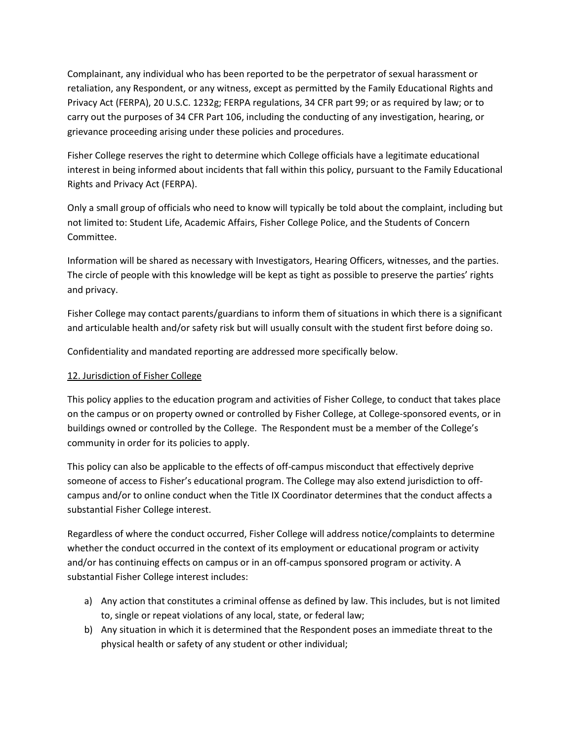Complainant, any individual who has been reported to be the perpetrator of sexual harassment or retaliation, any Respondent, or any witness, except as permitted by the Family Educational Rights and Privacy Act (FERPA), 20 U.S.C. 1232g; FERPA regulations, 34 CFR part 99; or as required by law; or to carry out the purposes of 34 CFR Part 106, including the conducting of any investigation, hearing, or grievance proceeding arising under these policies and procedures.

Fisher College reserves the right to determine which College officials have a legitimate educational interest in being informed about incidents that fall within this policy, pursuant to the Family Educational Rights and Privacy Act (FERPA).

Only a small group of officials who need to know will typically be told about the complaint, including but not limited to: Student Life, Academic Affairs, Fisher College Police, and the Students of Concern Committee.

Information will be shared as necessary with Investigators, Hearing Officers, witnesses, and the parties. The circle of people with this knowledge will be kept as tight as possible to preserve the parties' rights and privacy.

Fisher College may contact parents/guardians to inform them of situations in which there is a significant and articulable health and/or safety risk but will usually consult with the student first before doing so.

Confidentiality and mandated reporting are addressed more specifically below.

## 12. Jurisdiction of Fisher College

This policy applies to the education program and activities of Fisher College, to conduct that takes place on the campus or on property owned or controlled by Fisher College, at College-sponsored events, or in buildings owned or controlled by the College. The Respondent must be a member of the College's community in order for its policies to apply.

This policy can also be applicable to the effects of off-campus misconduct that effectively deprive someone of access to Fisher's educational program. The College may also extend jurisdiction to off-campus and/or to online conduct when the Title IX Coordinator determines that the conduct affects a substantial Fisher College interest.

Regardless of where the conduct occurred, Fisher College will address notice/complaints to determine whether the conduct occurred in the context of its employment or educational program or activity and/or has continuing effects on campus or in an off-campus sponsored program or activity. A substantial Fisher College interest includes:

a) Any action that constitutes a criminal offense as defined by law. This includes, but is not limited to, single or repeat violations of any local, state, or federal law;
b) Any situation in which it is determined that the Respondent poses an immediate threat to the physical health or safety of any student or other individual;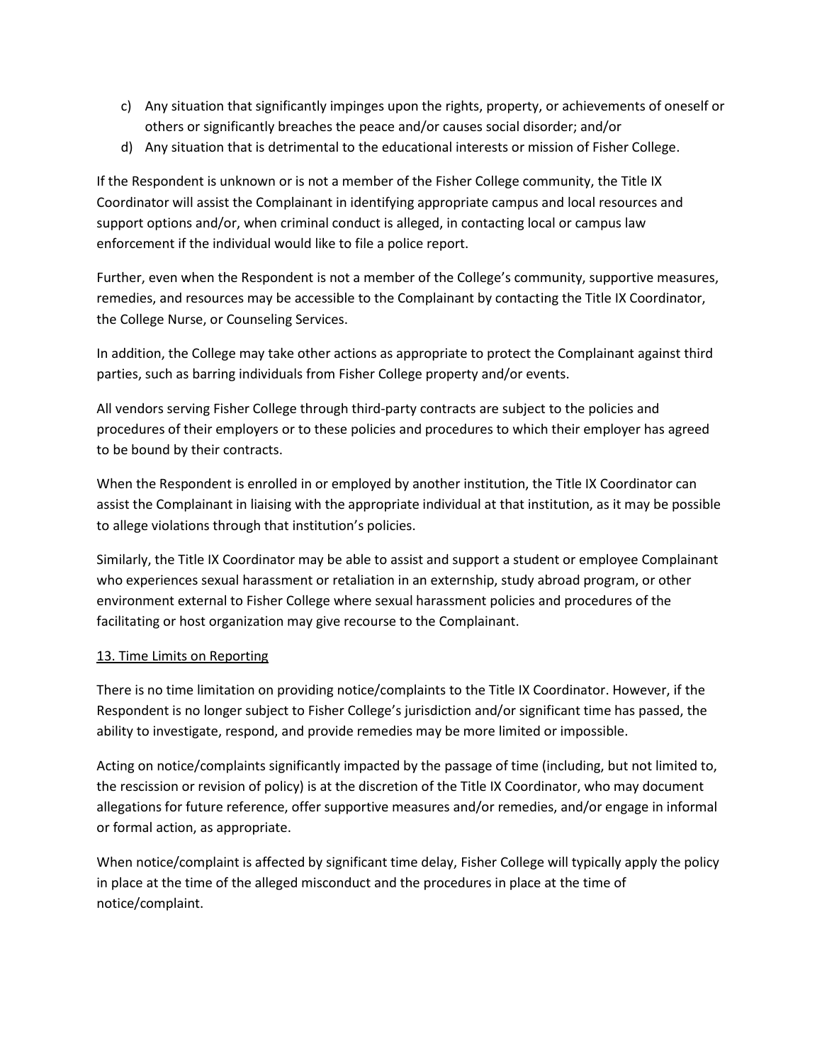c) Any situation that significantly impinges upon the rights, property, or achievements of oneself or others or significantly breaches the peace and/or causes social disorder; and/or

d) Any situation that is detrimental to the educational interests or mission of Fisher College.

If the Respondent is unknown or is not a member of the Fisher College community, the Title IX Coordinator will assist the Complainant in identifying appropriate campus and local resources and support options and/or, when criminal conduct is alleged, in contacting local or campus law enforcement if the individual would like to file a police report.

Further, even when the Respondent is not a member of the College's community, supportive measures, remedies, and resources may be accessible to the Complainant by contacting the Title IX Coordinator, the College Nurse, or Counseling Services.

In addition, the College may take other actions as appropriate to protect the Complainant against third parties, such as barring individuals from Fisher College property and/or events.

All vendors serving Fisher College through third-party contracts are subject to the policies and procedures of their employers or to these policies and procedures to which their employer has agreed to be bound by their contracts.

When the Respondent is enrolled in or employed by another institution, the Title IX Coordinator can assist the Complainant in liaising with the appropriate individual at that institution, as it may be possible to allege violations through that institution's policies.

Similarly, the Title IX Coordinator may be able to assist and support a student or employee Complainant who experiences sexual harassment or retaliation in an externship, study abroad program, or other environment external to Fisher College where sexual harassment policies and procedures of the facilitating or host organization may give recourse to the Complainant.

## 13. Time Limits on Reporting

There is no time limitation on providing notice/complaints to the Title IX Coordinator. However, if the Respondent is no longer subject to Fisher College's jurisdiction and/or significant time has passed, the ability to investigate, respond, and provide remedies may be more limited or impossible.

Acting on notice/complaints significantly impacted by the passage of time (including, but not limited to, the rescission or revision of policy) is at the discretion of the Title IX Coordinator, who may document allegations for future reference, offer supportive measures and/or remedies, and/or engage in informal or formal action, as appropriate.

When notice/complaint is affected by significant time delay, Fisher College will typically apply the policy in place at the time of the alleged misconduct and the procedures in place at the time of notice/complaint.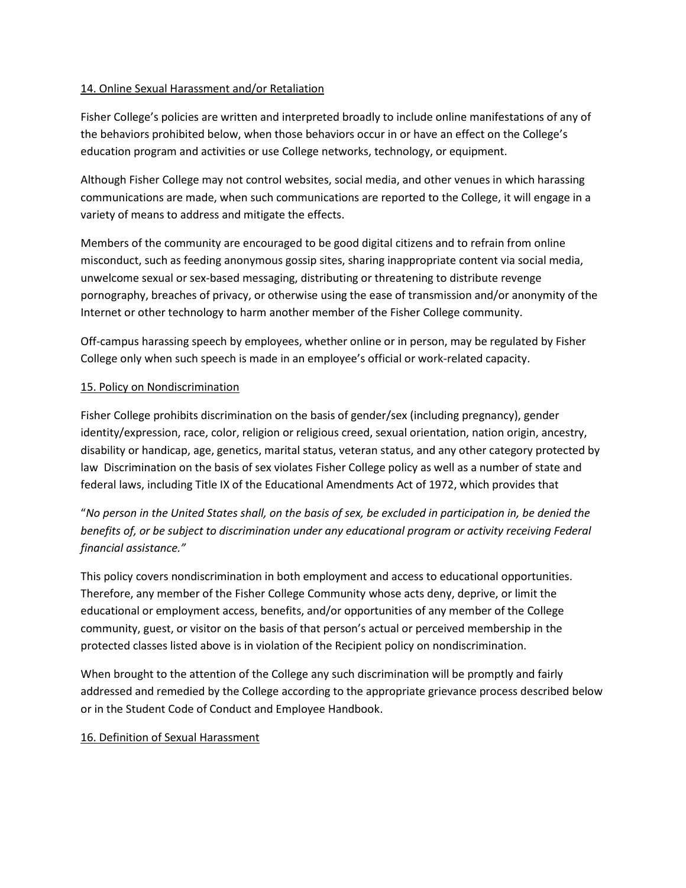14. Online Sexual Harassment and/or Retaliation

Fisher College's policies are written and interpreted broadly to include online manifestations of any of the behaviors prohibited below, when those behaviors occur in or have an effect on the College's education program and activities or use College networks, technology, or equipment.

Although Fisher College may not control websites, social media, and other venues in which harassing communications are made, when such communications are reported to the College, it will engage in a variety of means to address and mitigate the effects.

Members of the community are encouraged to be good digital citizens and to refrain from online misconduct, such as feeding anonymous gossip sites, sharing inappropriate content via social media, unwelcome sexual or sex-based messaging, distributing or threatening to distribute revenge pornography, breaches of privacy, or otherwise using the ease of transmission and/or anonymity of the Internet or other technology to harm another member of the Fisher College community.

Off-campus harassing speech by employees, whether online or in person, may be regulated by Fisher College only when such speech is made in an employee's official or work-related capacity.

15. Policy on Nondiscrimination

Fisher College prohibits discrimination on the basis of gender/sex (including pregnancy), gender identity/expression, race, color, religion or religious creed, sexual orientation, nation origin, ancestry, disability or handicap, age, genetics, marital status, veteran status, and any other category protected by law Discrimination on the basis of sex violates Fisher College policy as well as a number of state and federal laws, including Title IX of the Educational Amendments Act of 1972, which provides that

"*No person in the United States shall, on the basis of sex, be excluded in participation in, be denied the benefits of, or be subject to discrimination under any educational program or activity receiving Federal financial assistance."*

This policy covers nondiscrimination in both employment and access to educational opportunities. Therefore, any member of the Fisher College Community whose acts deny, deprive, or limit the educational or employment access, benefits, and/or opportunities of any member of the College community, guest, or visitor on the basis of that person's actual or perceived membership in the protected classes listed above is in violation of the Recipient policy on nondiscrimination.

When brought to the attention of the College any such discrimination will be promptly and fairly addressed and remedied by the College according to the appropriate grievance process described below or in the Student Code of Conduct and Employee Handbook.

16. Definition of Sexual Harassment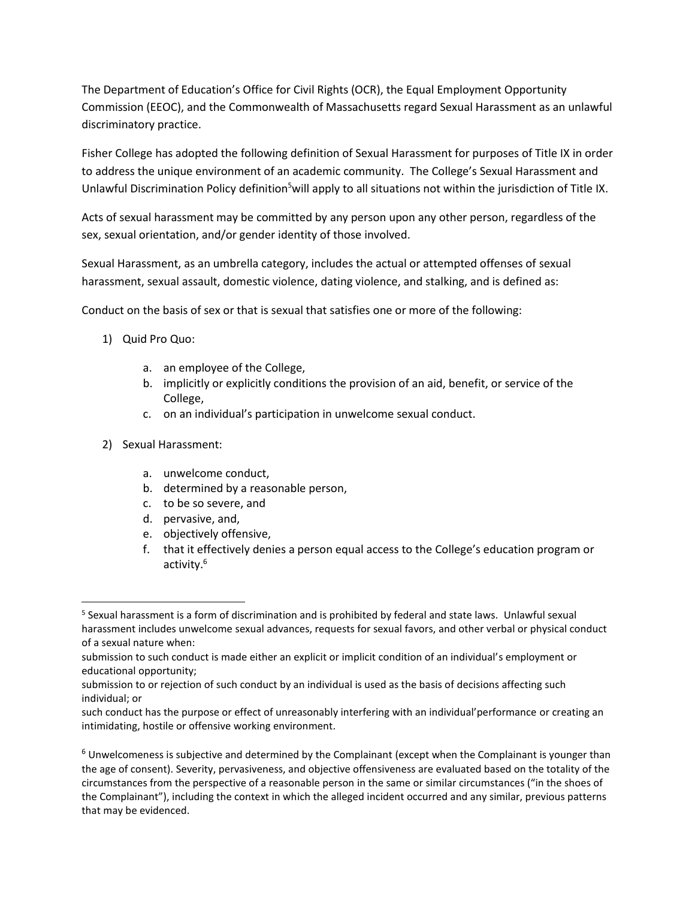The Department of Education's Office for Civil Rights (OCR), the Equal Employment Opportunity Commission (EEOC), and the Commonwealth of Massachusetts regard Sexual Harassment as an unlawful discriminatory practice.

Fisher College has adopted the following definition of Sexual Harassment for purposes of Title IX in order to address the unique environment of an academic community. The College's Sexual Harassment and Unlawful Discrimination Policy definition[5]will apply to all situations not within the jurisdiction of Title IX.

Acts of sexual harassment may be committed by any person upon any other person, regardless of the sex, sexual orientation, and/or gender identity of those involved.

Sexual Harassment, as an umbrella category, includes the actual or attempted offenses of sexual harassment, sexual assault, domestic violence, dating violence, and stalking, and is defined as:

Conduct on the basis of sex or that is sexual that satisfies one or more of the following:

1) Quid Pro Quo:

    a. an employee of the College,
    b. implicitly or explicitly conditions the provision of an aid, benefit, or service of the College,
    c. on an individual's participation in unwelcome sexual conduct.

2) Sexual Harassment:

    a. unwelcome conduct,
    b. determined by a reasonable person,
    c. to be so severe, and
    d. pervasive, and,
    e. objectively offensive,
    f. that it effectively denies a person equal access to the College's education program or activity.[6]

---

[5] Sexual harassment is a form of discrimination and is prohibited by federal and state laws. Unlawful sexual harassment includes unwelcome sexual advances, requests for sexual favors, and other verbal or physical conduct of a sexual nature when:
submission to such conduct is made either an explicit or implicit condition of an individual's employment or educational opportunity;
submission to or rejection of such conduct by an individual is used as the basis of decisions affecting such individual; or
such conduct has the purpose or effect of unreasonably interfering with an individual'performance or creating an intimidating, hostile or offensive working environment.

[6] Unwelcomeness is subjective and determined by the Complainant (except when the Complainant is younger than the age of consent). Severity, pervasiveness, and objective offensiveness are evaluated based on the totality of the circumstances from the perspective of a reasonable person in the same or similar circumstances ("in the shoes of the Complainant"), including the context in which the alleged incident occurred and any similar, previous patterns that may be evidenced.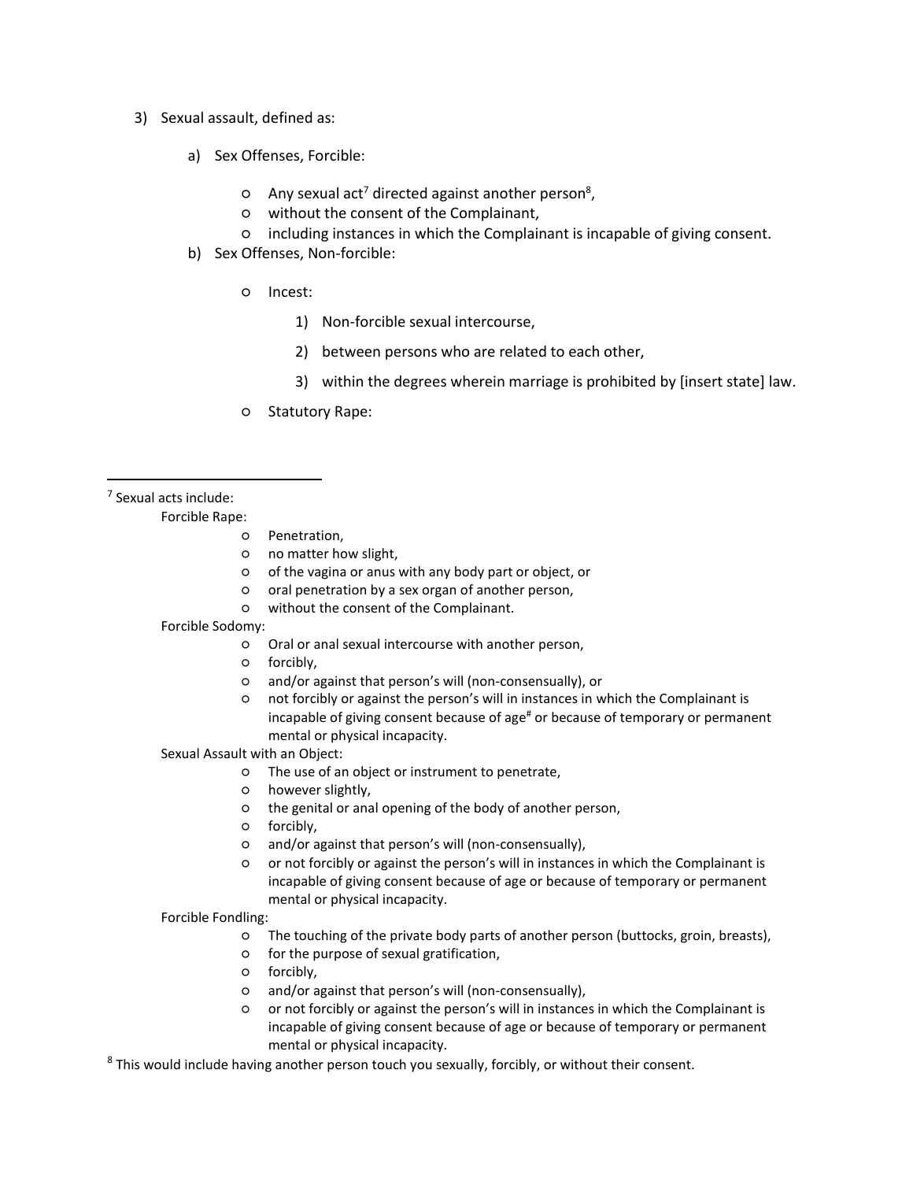3) Sexual assault, defined as:

   a) Sex Offenses, Forcible:

      - Any sexual act[7] directed against another person[8],
      - without the consent of the Complainant,
      - including instances in which the Complainant is incapable of giving consent.

   b) Sex Offenses, Non-forcible:

      - Incest:

         1) Non-forcible sexual intercourse,
         2) between persons who are related to each other,
         3) within the degrees wherein marriage is prohibited by [insert state] law.

      - Statutory Rape:

---

[7] Sexual acts include:

Forcible Rape:

- Penetration,
- no matter how slight,
- of the vagina or anus with any body part or object, or
- oral penetration by a sex organ of another person,
- without the consent of the Complainant.

Forcible Sodomy:

- Oral or anal sexual intercourse with another person,
- forcibly,
- and/or against that person's will (non-consensually), or
- not forcibly or against the person's will in instances in which the Complainant is incapable of giving consent because of age[#] or because of temporary or permanent mental or physical incapacity.

Sexual Assault with an Object:

- The use of an object or instrument to penetrate,
- however slightly,
- the genital or anal opening of the body of another person,
- forcibly,
- and/or against that person's will (non-consensually),
- or not forcibly or against the person's will in instances in which the Complainant is incapable of giving consent because of age or because of temporary or permanent mental or physical incapacity.

Forcible Fondling:

- The touching of the private body parts of another person (buttocks, groin, breasts),
- for the purpose of sexual gratification,
- forcibly,
- and/or against that person's will (non-consensually),
- or not forcibly or against the person's will in instances in which the Complainant is incapable of giving consent because of age or because of temporary or permanent mental or physical incapacity.

[8] This would include having another person touch you sexually, forcibly, or without their consent.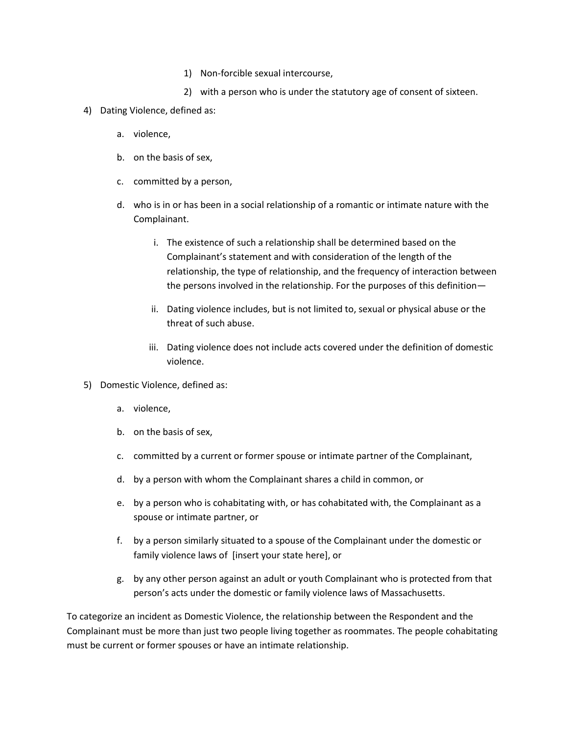1) Non-forcible sexual intercourse,
2) with a person who is under the statutory age of consent of sixteen.

4) Dating Violence, defined as:

   a. violence,

   b. on the basis of sex,

   c. committed by a person,

   d. who is in or has been in a social relationship of a romantic or intimate nature with the Complainant.

      i. The existence of such a relationship shall be determined based on the Complainant's statement and with consideration of the length of the relationship, the type of relationship, and the frequency of interaction between the persons involved in the relationship. For the purposes of this definition—

      ii. Dating violence includes, but is not limited to, sexual or physical abuse or the threat of such abuse.

      iii. Dating violence does not include acts covered under the definition of domestic violence.

5) Domestic Violence, defined as:

   a. violence,

   b. on the basis of sex,

   c. committed by a current or former spouse or intimate partner of the Complainant,

   d. by a person with whom the Complainant shares a child in common, or

   e. by a person who is cohabitating with, or has cohabitated with, the Complainant as a spouse or intimate partner, or

   f. by a person similarly situated to a spouse of the Complainant under the domestic or family violence laws of [insert your state here], or

   g. by any other person against an adult or youth Complainant who is protected from that person's acts under the domestic or family violence laws of Massachusetts.

To categorize an incident as Domestic Violence, the relationship between the Respondent and the Complainant must be more than just two people living together as roommates. The people cohabitating must be current or former spouses or have an intimate relationship.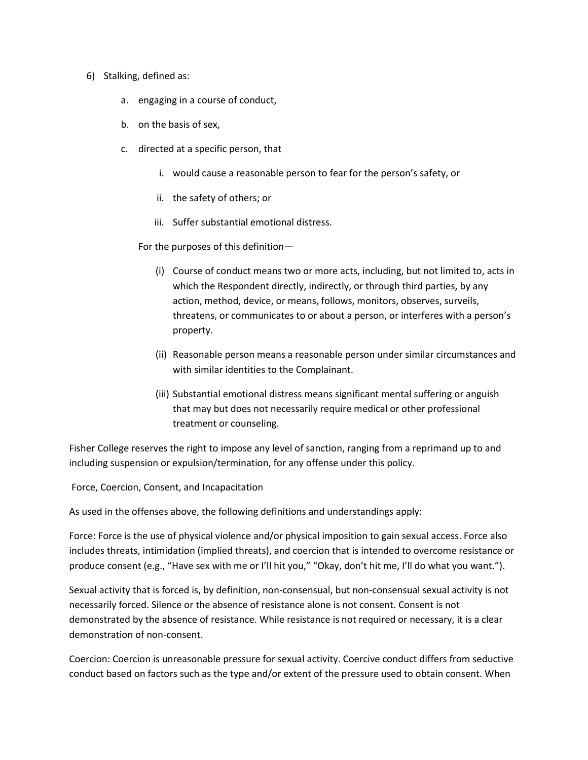6) Stalking, defined as:

    a. engaging in a course of conduct,

    b. on the basis of sex,

    c. directed at a specific person, that

        i. would cause a reasonable person to fear for the person's safety, or

        ii. the safety of others; or

        iii. Suffer substantial emotional distress.

    For the purposes of this definition—

    (i) Course of conduct means two or more acts, including, but not limited to, acts in which the Respondent directly, indirectly, or through third parties, by any action, method, device, or means, follows, monitors, observes, surveils, threatens, or communicates to or about a person, or interferes with a person's property.

    (ii) Reasonable person means a reasonable person under similar circumstances and with similar identities to the Complainant.

    (iii) Substantial emotional distress means significant mental suffering or anguish that may but does not necessarily require medical or other professional treatment or counseling.

Fisher College reserves the right to impose any level of sanction, ranging from a reprimand up to and including suspension or expulsion/termination, for any offense under this policy.

Force, Coercion, Consent, and Incapacitation

As used in the offenses above, the following definitions and understandings apply:

Force: Force is the use of physical violence and/or physical imposition to gain sexual access. Force also includes threats, intimidation (implied threats), and coercion that is intended to overcome resistance or produce consent (e.g., "Have sex with me or I'll hit you," "Okay, don't hit me, I'll do what you want.").

Sexual activity that is forced is, by definition, non-consensual, but non-consensual sexual activity is not necessarily forced. Silence or the absence of resistance alone is not consent. Consent is not demonstrated by the absence of resistance. While resistance is not required or necessary, it is a clear demonstration of non-consent.

Coercion: Coercion is <u>unreasonable</u> pressure for sexual activity. Coercive conduct differs from seductive conduct based on factors such as the type and/or extent of the pressure used to obtain consent. When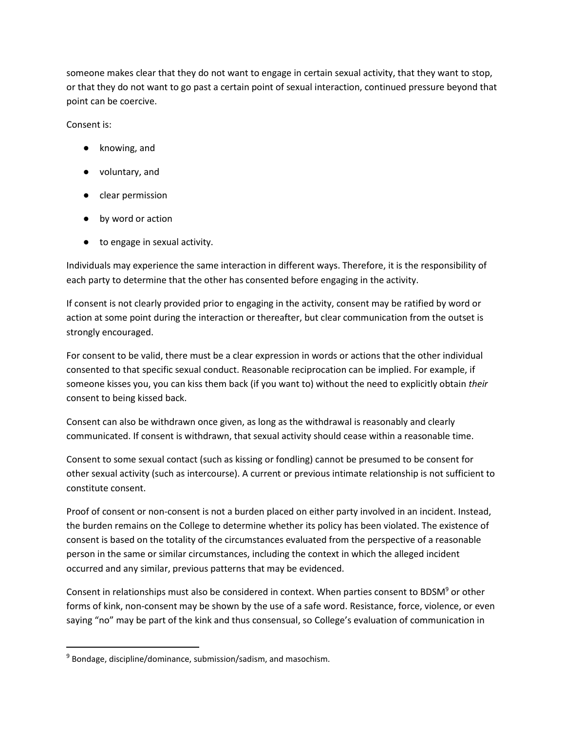someone makes clear that they do not want to engage in certain sexual activity, that they want to stop, or that they do not want to go past a certain point of sexual interaction, continued pressure beyond that point can be coercive.

Consent is:

- knowing, and
- voluntary, and
- clear permission
- by word or action
- to engage in sexual activity.

Individuals may experience the same interaction in different ways. Therefore, it is the responsibility of each party to determine that the other has consented before engaging in the activity.

If consent is not clearly provided prior to engaging in the activity, consent may be ratified by word or action at some point during the interaction or thereafter, but clear communication from the outset is strongly encouraged.

For consent to be valid, there must be a clear expression in words or actions that the other individual consented to that specific sexual conduct. Reasonable reciprocation can be implied. For example, if someone kisses you, you can kiss them back (if you want to) without the need to explicitly obtain *their* consent to being kissed back.

Consent can also be withdrawn once given, as long as the withdrawal is reasonably and clearly communicated. If consent is withdrawn, that sexual activity should cease within a reasonable time.

Consent to some sexual contact (such as kissing or fondling) cannot be presumed to be consent for other sexual activity (such as intercourse). A current or previous intimate relationship is not sufficient to constitute consent.

Proof of consent or non-consent is not a burden placed on either party involved in an incident. Instead, the burden remains on the College to determine whether its policy has been violated. The existence of consent is based on the totality of the circumstances evaluated from the perspective of a reasonable person in the same or similar circumstances, including the context in which the alleged incident occurred and any similar, previous patterns that may be evidenced.

Consent in relationships must also be considered in context. When parties consent to BDSM[9] or other forms of kink, non-consent may be shown by the use of a safe word. Resistance, force, violence, or even saying "no" may be part of the kink and thus consensual, so College's evaluation of communication in

[9] Bondage, discipline/dominance, submission/sadism, and masochism.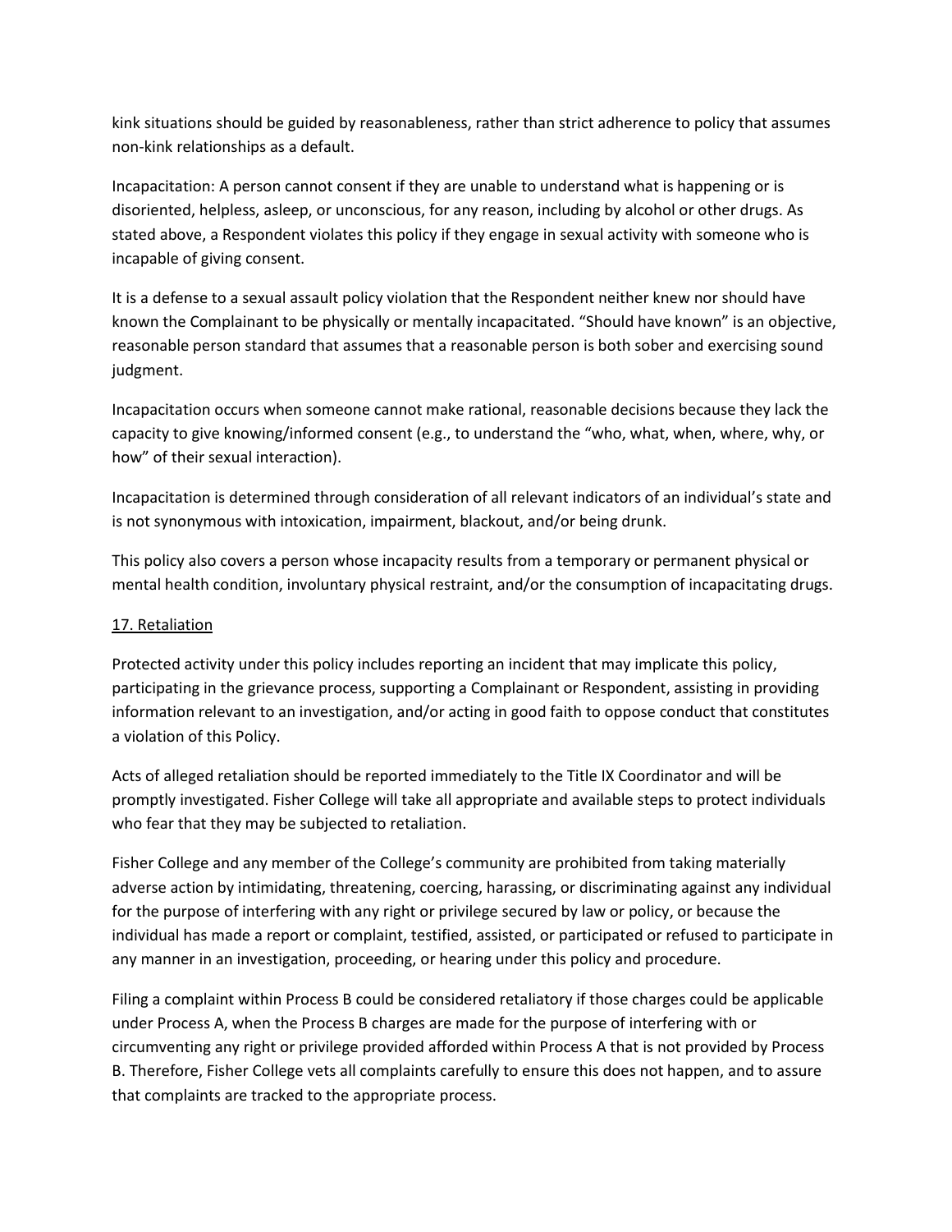kink situations should be guided by reasonableness, rather than strict adherence to policy that assumes non-kink relationships as a default.

Incapacitation: A person cannot consent if they are unable to understand what is happening or is disoriented, helpless, asleep, or unconscious, for any reason, including by alcohol or other drugs. As stated above, a Respondent violates this policy if they engage in sexual activity with someone who is incapable of giving consent.

It is a defense to a sexual assault policy violation that the Respondent neither knew nor should have known the Complainant to be physically or mentally incapacitated. "Should have known" is an objective, reasonable person standard that assumes that a reasonable person is both sober and exercising sound judgment.

Incapacitation occurs when someone cannot make rational, reasonable decisions because they lack the capacity to give knowing/informed consent (e.g., to understand the "who, what, when, where, why, or how" of their sexual interaction).

Incapacitation is determined through consideration of all relevant indicators of an individual's state and is not synonymous with intoxication, impairment, blackout, and/or being drunk.

This policy also covers a person whose incapacity results from a temporary or permanent physical or mental health condition, involuntary physical restraint, and/or the consumption of incapacitating drugs.

## 17. Retaliation

Protected activity under this policy includes reporting an incident that may implicate this policy, participating in the grievance process, supporting a Complainant or Respondent, assisting in providing information relevant to an investigation, and/or acting in good faith to oppose conduct that constitutes a violation of this Policy.

Acts of alleged retaliation should be reported immediately to the Title IX Coordinator and will be promptly investigated. Fisher College will take all appropriate and available steps to protect individuals who fear that they may be subjected to retaliation.

Fisher College and any member of the College's community are prohibited from taking materially adverse action by intimidating, threatening, coercing, harassing, or discriminating against any individual for the purpose of interfering with any right or privilege secured by law or policy, or because the individual has made a report or complaint, testified, assisted, or participated or refused to participate in any manner in an investigation, proceeding, or hearing under this policy and procedure.

Filing a complaint within Process B could be considered retaliatory if those charges could be applicable under Process A, when the Process B charges are made for the purpose of interfering with or circumventing any right or privilege provided afforded within Process A that is not provided by Process B. Therefore, Fisher College vets all complaints carefully to ensure this does not happen, and to assure that complaints are tracked to the appropriate process.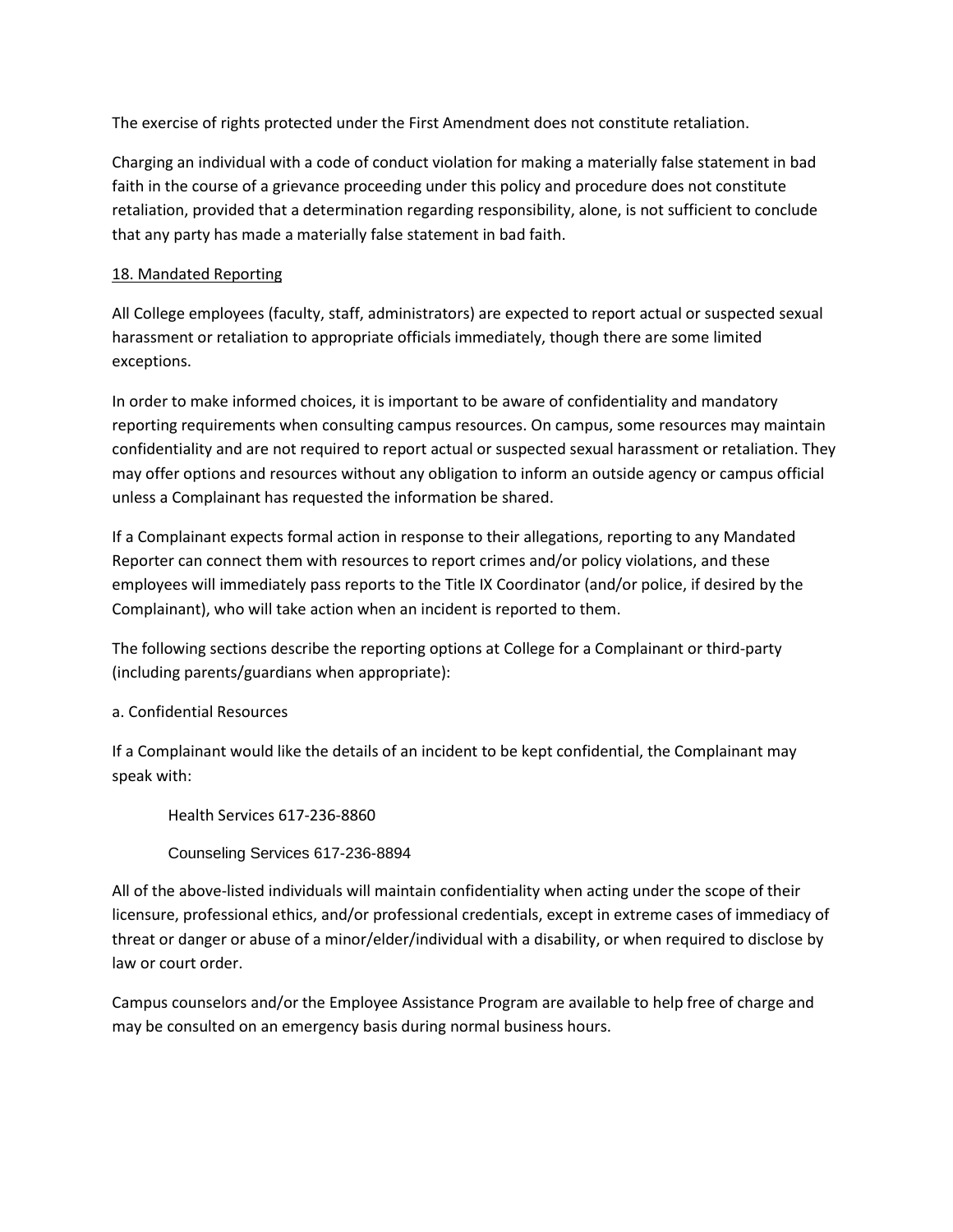The exercise of rights protected under the First Amendment does not constitute retaliation.

Charging an individual with a code of conduct violation for making a materially false statement in bad faith in the course of a grievance proceeding under this policy and procedure does not constitute retaliation, provided that a determination regarding responsibility, alone, is not sufficient to conclude that any party has made a materially false statement in bad faith.

## 18. Mandated Reporting

All College employees (faculty, staff, administrators) are expected to report actual or suspected sexual harassment or retaliation to appropriate officials immediately, though there are some limited exceptions.

In order to make informed choices, it is important to be aware of confidentiality and mandatory reporting requirements when consulting campus resources. On campus, some resources may maintain confidentiality and are not required to report actual or suspected sexual harassment or retaliation. They may offer options and resources without any obligation to inform an outside agency or campus official unless a Complainant has requested the information be shared.

If a Complainant expects formal action in response to their allegations, reporting to any Mandated Reporter can connect them with resources to report crimes and/or policy violations, and these employees will immediately pass reports to the Title IX Coordinator (and/or police, if desired by the Complainant), who will take action when an incident is reported to them.

The following sections describe the reporting options at College for a Complainant or third-party (including parents/guardians when appropriate):

### a. Confidential Resources

If a Complainant would like the details of an incident to be kept confidential, the Complainant may speak with:

Health Services 617-236-8860

Counseling Services 617-236-8894

All of the above-listed individuals will maintain confidentiality when acting under the scope of their licensure, professional ethics, and/or professional credentials, except in extreme cases of immediacy of threat or danger or abuse of a minor/elder/individual with a disability, or when required to disclose by law or court order.

Campus counselors and/or the Employee Assistance Program are available to help free of charge and may be consulted on an emergency basis during normal business hours.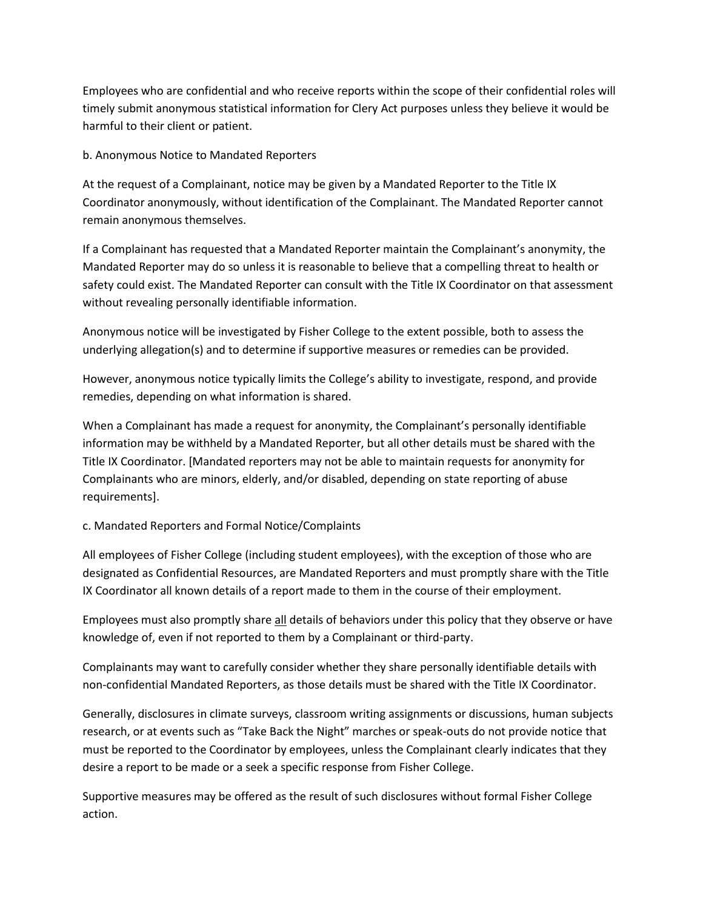Employees who are confidential and who receive reports within the scope of their confidential roles will timely submit anonymous statistical information for Clery Act purposes unless they believe it would be harmful to their client or patient.

b. Anonymous Notice to Mandated Reporters

At the request of a Complainant, notice may be given by a Mandated Reporter to the Title IX Coordinator anonymously, without identification of the Complainant. The Mandated Reporter cannot remain anonymous themselves.

If a Complainant has requested that a Mandated Reporter maintain the Complainant's anonymity, the Mandated Reporter may do so unless it is reasonable to believe that a compelling threat to health or safety could exist. The Mandated Reporter can consult with the Title IX Coordinator on that assessment without revealing personally identifiable information.

Anonymous notice will be investigated by Fisher College to the extent possible, both to assess the underlying allegation(s) and to determine if supportive measures or remedies can be provided.

However, anonymous notice typically limits the College's ability to investigate, respond, and provide remedies, depending on what information is shared.

When a Complainant has made a request for anonymity, the Complainant's personally identifiable information may be withheld by a Mandated Reporter, but all other details must be shared with the Title IX Coordinator. [Mandated reporters may not be able to maintain requests for anonymity for Complainants who are minors, elderly, and/or disabled, depending on state reporting of abuse requirements].

c. Mandated Reporters and Formal Notice/Complaints

All employees of Fisher College (including student employees), with the exception of those who are designated as Confidential Resources, are Mandated Reporters and must promptly share with the Title IX Coordinator all known details of a report made to them in the course of their employment.

Employees must also promptly share <u>all</u> details of behaviors under this policy that they observe or have knowledge of, even if not reported to them by a Complainant or third-party.

Complainants may want to carefully consider whether they share personally identifiable details with non-confidential Mandated Reporters, as those details must be shared with the Title IX Coordinator.

Generally, disclosures in climate surveys, classroom writing assignments or discussions, human subjects research, or at events such as "Take Back the Night" marches or speak-outs do not provide notice that must be reported to the Coordinator by employees, unless the Complainant clearly indicates that they desire a report to be made or a seek a specific response from Fisher College.

Supportive measures may be offered as the result of such disclosures without formal Fisher College action.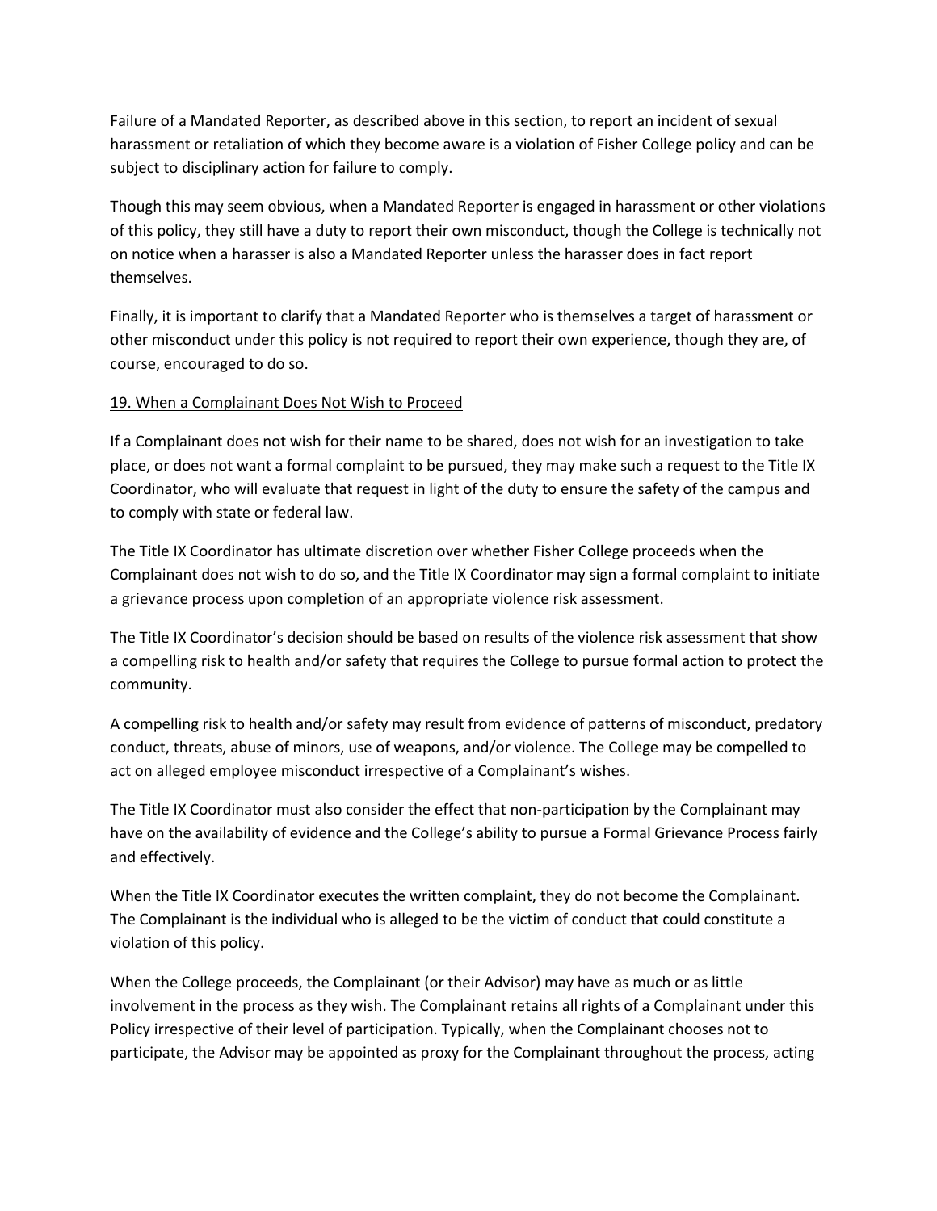Failure of a Mandated Reporter, as described above in this section, to report an incident of sexual harassment or retaliation of which they become aware is a violation of Fisher College policy and can be subject to disciplinary action for failure to comply.

Though this may seem obvious, when a Mandated Reporter is engaged in harassment or other violations of this policy, they still have a duty to report their own misconduct, though the College is technically not on notice when a harasser is also a Mandated Reporter unless the harasser does in fact report themselves.

Finally, it is important to clarify that a Mandated Reporter who is themselves a target of harassment or other misconduct under this policy is not required to report their own experience, though they are, of course, encouraged to do so.

## 19. When a Complainant Does Not Wish to Proceed

If a Complainant does not wish for their name to be shared, does not wish for an investigation to take place, or does not want a formal complaint to be pursued, they may make such a request to the Title IX Coordinator, who will evaluate that request in light of the duty to ensure the safety of the campus and to comply with state or federal law.

The Title IX Coordinator has ultimate discretion over whether Fisher College proceeds when the Complainant does not wish to do so, and the Title IX Coordinator may sign a formal complaint to initiate a grievance process upon completion of an appropriate violence risk assessment.

The Title IX Coordinator's decision should be based on results of the violence risk assessment that show a compelling risk to health and/or safety that requires the College to pursue formal action to protect the community.

A compelling risk to health and/or safety may result from evidence of patterns of misconduct, predatory conduct, threats, abuse of minors, use of weapons, and/or violence. The College may be compelled to act on alleged employee misconduct irrespective of a Complainant's wishes.

The Title IX Coordinator must also consider the effect that non-participation by the Complainant may have on the availability of evidence and the College's ability to pursue a Formal Grievance Process fairly and effectively.

When the Title IX Coordinator executes the written complaint, they do not become the Complainant. The Complainant is the individual who is alleged to be the victim of conduct that could constitute a violation of this policy.

When the College proceeds, the Complainant (or their Advisor) may have as much or as little involvement in the process as they wish. The Complainant retains all rights of a Complainant under this Policy irrespective of their level of participation. Typically, when the Complainant chooses not to participate, the Advisor may be appointed as proxy for the Complainant throughout the process, acting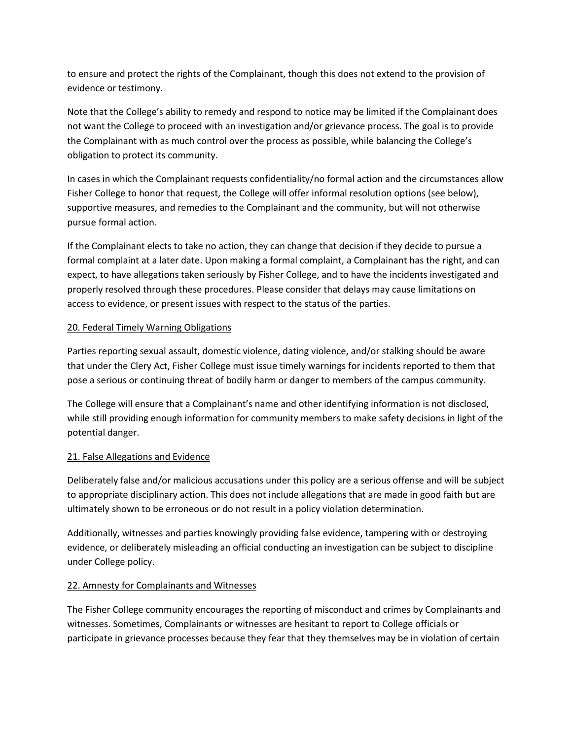to ensure and protect the rights of the Complainant, though this does not extend to the provision of evidence or testimony.

Note that the College's ability to remedy and respond to notice may be limited if the Complainant does not want the College to proceed with an investigation and/or grievance process. The goal is to provide the Complainant with as much control over the process as possible, while balancing the College's obligation to protect its community.

In cases in which the Complainant requests confidentiality/no formal action and the circumstances allow Fisher College to honor that request, the College will offer informal resolution options (see below), supportive measures, and remedies to the Complainant and the community, but will not otherwise pursue formal action.

If the Complainant elects to take no action, they can change that decision if they decide to pursue a formal complaint at a later date. Upon making a formal complaint, a Complainant has the right, and can expect, to have allegations taken seriously by Fisher College, and to have the incidents investigated and properly resolved through these procedures. Please consider that delays may cause limitations on access to evidence, or present issues with respect to the status of the parties.

## 20. Federal Timely Warning Obligations

Parties reporting sexual assault, domestic violence, dating violence, and/or stalking should be aware that under the Clery Act, Fisher College must issue timely warnings for incidents reported to them that pose a serious or continuing threat of bodily harm or danger to members of the campus community.

The College will ensure that a Complainant's name and other identifying information is not disclosed, while still providing enough information for community members to make safety decisions in light of the potential danger.

## 21. False Allegations and Evidence

Deliberately false and/or malicious accusations under this policy are a serious offense and will be subject to appropriate disciplinary action. This does not include allegations that are made in good faith but are ultimately shown to be erroneous or do not result in a policy violation determination.

Additionally, witnesses and parties knowingly providing false evidence, tampering with or destroying evidence, or deliberately misleading an official conducting an investigation can be subject to discipline under College policy.

## 22. Amnesty for Complainants and Witnesses

The Fisher College community encourages the reporting of misconduct and crimes by Complainants and witnesses. Sometimes, Complainants or witnesses are hesitant to report to College officials or participate in grievance processes because they fear that they themselves may be in violation of certain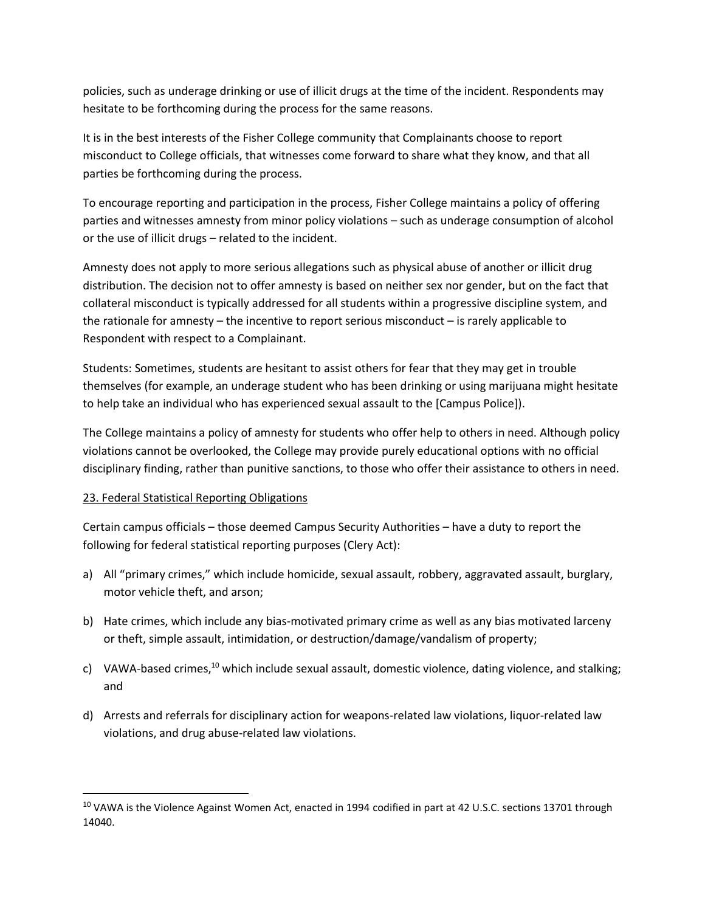policies, such as underage drinking or use of illicit drugs at the time of the incident. Respondents may hesitate to be forthcoming during the process for the same reasons.

It is in the best interests of the Fisher College community that Complainants choose to report misconduct to College officials, that witnesses come forward to share what they know, and that all parties be forthcoming during the process.

To encourage reporting and participation in the process, Fisher College maintains a policy of offering parties and witnesses amnesty from minor policy violations – such as underage consumption of alcohol or the use of illicit drugs – related to the incident.

Amnesty does not apply to more serious allegations such as physical abuse of another or illicit drug distribution. The decision not to offer amnesty is based on neither sex nor gender, but on the fact that collateral misconduct is typically addressed for all students within a progressive discipline system, and the rationale for amnesty – the incentive to report serious misconduct – is rarely applicable to Respondent with respect to a Complainant.

Students: Sometimes, students are hesitant to assist others for fear that they may get in trouble themselves (for example, an underage student who has been drinking or using marijuana might hesitate to help take an individual who has experienced sexual assault to the [Campus Police]).

The College maintains a policy of amnesty for students who offer help to others in need. Although policy violations cannot be overlooked, the College may provide purely educational options with no official disciplinary finding, rather than punitive sanctions, to those who offer their assistance to others in need.

## 23. Federal Statistical Reporting Obligations

Certain campus officials – those deemed Campus Security Authorities – have a duty to report the following for federal statistical reporting purposes (Clery Act):

a) All "primary crimes," which include homicide, sexual assault, robbery, aggravated assault, burglary, motor vehicle theft, and arson;

b) Hate crimes, which include any bias-motivated primary crime as well as any bias motivated larceny or theft, simple assault, intimidation, or destruction/damage/vandalism of property;

c) VAWA-based crimes,[10] which include sexual assault, domestic violence, dating violence, and stalking; and

d) Arrests and referrals for disciplinary action for weapons-related law violations, liquor-related law violations, and drug abuse-related law violations.

---

[10] VAWA is the Violence Against Women Act, enacted in 1994 codified in part at 42 U.S.C. sections 13701 through 14040.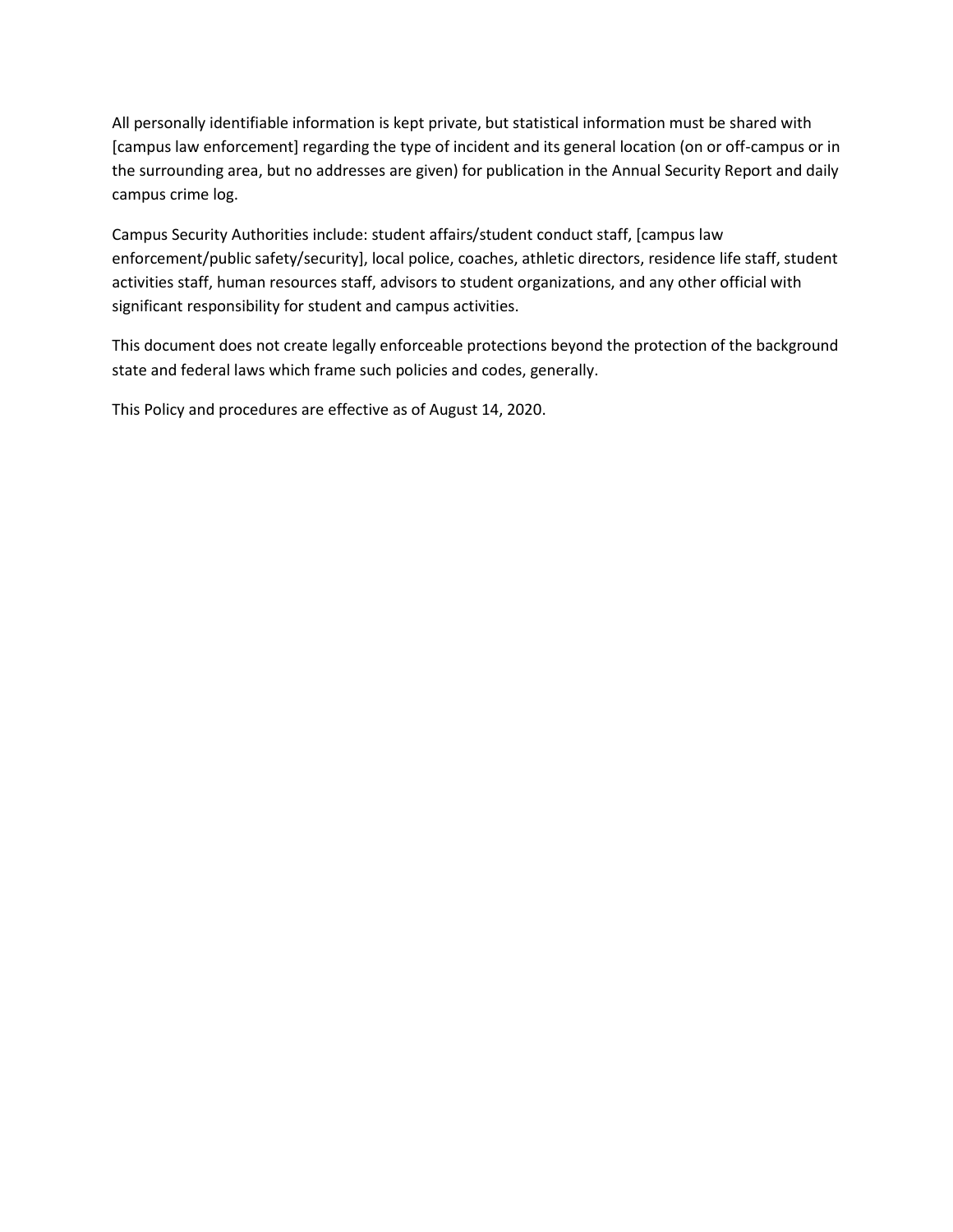All personally identifiable information is kept private, but statistical information must be shared with [campus law enforcement] regarding the type of incident and its general location (on or off-campus or in the surrounding area, but no addresses are given) for publication in the Annual Security Report and daily campus crime log.

Campus Security Authorities include: student affairs/student conduct staff, [campus law enforcement/public safety/security], local police, coaches, athletic directors, residence life staff, student activities staff, human resources staff, advisors to student organizations, and any other official with significant responsibility for student and campus activities.

This document does not create legally enforceable protections beyond the protection of the background state and federal laws which frame such policies and codes, generally.

This Policy and procedures are effective as of August 14, 2020.